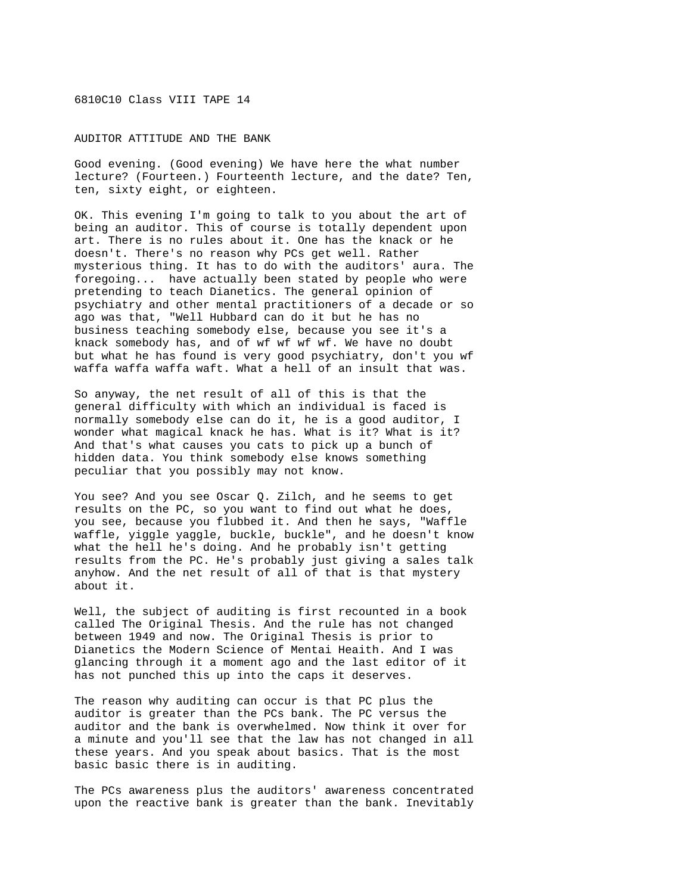6810C10 Class VIII TAPE 14

AUDITOR ATTITUDE AND THE BANK

Good evening. (Good evening) We have here the what number lecture? (Fourteen.) Fourteenth lecture, and the date? Ten, ten, sixty eight, or eighteen.

OK. This evening I'm going to talk to you about the art of being an auditor. This of course is totally dependent upon art. There is no rules about it. One has the knack or he doesn't. There's no reason why PCs get well. Rather mysterious thing. It has to do with the auditors' aura. The foregoing... have actually been stated by people who were pretending to teach Dianetics. The general opinion of psychiatry and other mental practitioners of a decade or so ago was that, "Well Hubbard can do it but he has no business teaching somebody else, because you see it's a knack somebody has, and of wf wf wf wf. We have no doubt but what he has found is very good psychiatry, don't you wf waffa waffa waffa waft. What a hell of an insult that was.

So anyway, the net result of all of this is that the general difficulty with which an individual is faced is normally somebody else can do it, he is a good auditor, I wonder what magical knack he has. What is it? What is it? And that's what causes you cats to pick up a bunch of hidden data. You think somebody else knows something peculiar that you possibly may not know.

You see? And you see Oscar Q. Zilch, and he seems to get results on the PC, so you want to find out what he does, you see, because you flubbed it. And then he says, "Waffle waffle, yiggle yaggle, buckle, buckle", and he doesn't know what the hell he's doing. And he probably isn't getting results from the PC. He's probably just giving a sales talk anyhow. And the net result of all of that is that mystery about it.

Well, the subject of auditing is first recounted in a book called The Original Thesis. And the rule has not changed between 1949 and now. The Original Thesis is prior to Dianetics the Modern Science of Mentai Heaith. And I was glancing through it a moment ago and the last editor of it has not punched this up into the caps it deserves.

The reason why auditing can occur is that PC plus the auditor is greater than the PCs bank. The PC versus the auditor and the bank is overwhelmed. Now think it over for a minute and you'll see that the law has not changed in all these years. And you speak about basics. That is the most basic basic there is in auditing.

The PCs awareness plus the auditors' awareness concentrated upon the reactive bank is greater than the bank. Inevitably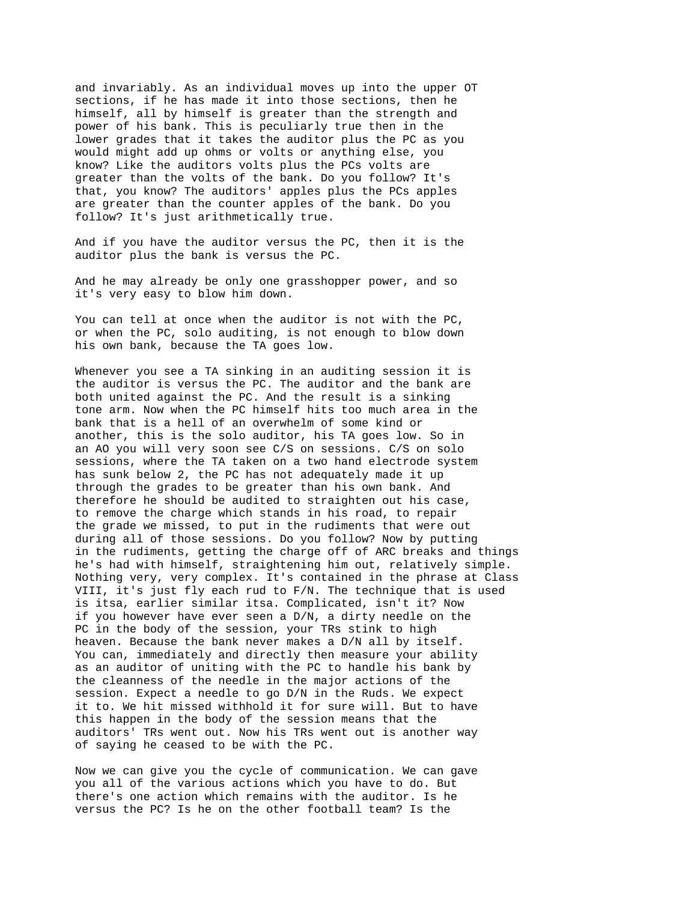and invariably. As an individual moves up into the upper OT sections, if he has made it into those sections, then he himself, all by himself is greater than the strength and power of his bank. This is peculiarly true then in the lower grades that it takes the auditor plus the PC as you would might add up ohms or volts or anything else, you know? Like the auditors volts plus the PCs volts are greater than the volts of the bank. Do you follow? It's that, you know? The auditors' apples plus the PCs apples are greater than the counter apples of the bank. Do you follow? It's just arithmetically true.

And if you have the auditor versus the PC, then it is the auditor plus the bank is versus the PC.

And he may already be only one grasshopper power, and so it's very easy to blow him down.

You can tell at once when the auditor is not with the PC, or when the PC, solo auditing, is not enough to blow down his own bank, because the TA goes low.

Whenever you see a TA sinking in an auditing session it is the auditor is versus the PC. The auditor and the bank are both united against the PC. And the result is a sinking tone arm. Now when the PC himself hits too much area in the bank that is a hell of an overwhelm of some kind or another, this is the solo auditor, his TA goes low. So in an AO you will very soon see C/S on sessions. C/S on solo sessions, where the TA taken on a two hand electrode system has sunk below 2, the PC has not adequately made it up through the grades to be greater than his own bank. And therefore he should be audited to straighten out his case, to remove the charge which stands in his road, to repair the grade we missed, to put in the rudiments that were out during all of those sessions. Do you follow? Now by putting in the rudiments, getting the charge off of ARC breaks and things he's had with himself, straightening him out, relatively simple. Nothing very, very complex. It's contained in the phrase at Class VIII, it's just fly each rud to F/N. The technique that is used is itsa, earlier similar itsa. Complicated, isn't it? Now if you however have ever seen a D/N, a dirty needle on the PC in the body of the session, your TRs stink to high heaven. Because the bank never makes a D/N all by itself. You can, immediately and directly then measure your ability as an auditor of uniting with the PC to handle his bank by the cleanness of the needle in the major actions of the session. Expect a needle to go D/N in the Ruds. We expect it to. We hit missed withhold it for sure will. But to have this happen in the body of the session means that the auditors' TRs went out. Now his TRs went out is another way of saying he ceased to be with the PC.

Now we can give you the cycle of communication. We can gave you all of the various actions which you have to do. But there's one action which remains with the auditor. Is he versus the PC? Is he on the other football team? Is the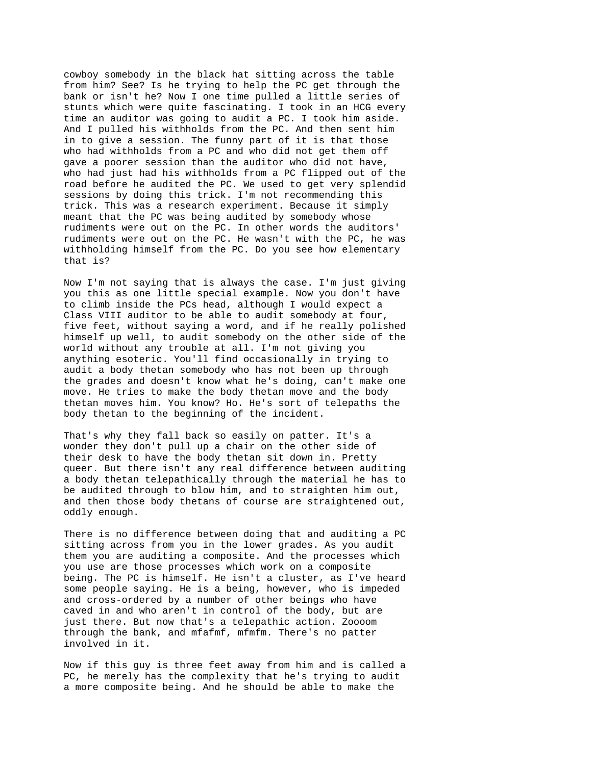cowboy somebody in the black hat sitting across the table from him? See? Is he trying to help the PC get through the bank or isn't he? Now I one time pulled a little series of stunts which were quite fascinating. I took in an HCG every time an auditor was going to audit a PC. I took him aside. And I pulled his withholds from the PC. And then sent him in to give a session. The funny part of it is that those who had withholds from a PC and who did not get them off gave a poorer session than the auditor who did not have, who had just had his withholds from a PC flipped out of the road before he audited the PC. We used to get very splendid sessions by doing this trick. I'm not recommending this trick. This was a research experiment. Because it simply meant that the PC was being audited by somebody whose rudiments were out on the PC. In other words the auditors' rudiments were out on the PC. He wasn't with the PC, he was withholding himself from the PC. Do you see how elementary that is?

Now I'm not saying that is always the case. I'm just giving you this as one little special example. Now you don't have to climb inside the PCs head, although I would expect a Class VIII auditor to be able to audit somebody at four, five feet, without saying a word, and if he really polished himself up well, to audit somebody on the other side of the world without any trouble at all. I'm not giving you anything esoteric. You'll find occasionally in trying to audit a body thetan somebody who has not been up through the grades and doesn't know what he's doing, can't make one move. He tries to make the body thetan move and the body thetan moves him. You know? Ho. He's sort of telepaths the body thetan to the beginning of the incident.

That's why they fall back so easily on patter. It's a wonder they don't pull up a chair on the other side of their desk to have the body thetan sit down in. Pretty queer. But there isn't any real difference between auditing a body thetan telepathically through the material he has to be audited through to blow him, and to straighten him out, and then those body thetans of course are straightened out, oddly enough.

There is no difference between doing that and auditing a PC sitting across from you in the lower grades. As you audit them you are auditing a composite. And the processes which you use are those processes which work on a composite being. The PC is himself. He isn't a cluster, as I've heard some people saying. He is a being, however, who is impeded and cross-ordered by a number of other beings who have caved in and who aren't in control of the body, but are just there. But now that's a telepathic action. Zoooom through the bank, and mfafmf, mfmfm. There's no patter involved in it.

Now if this guy is three feet away from him and is called a PC, he merely has the complexity that he's trying to audit a more composite being. And he should be able to make the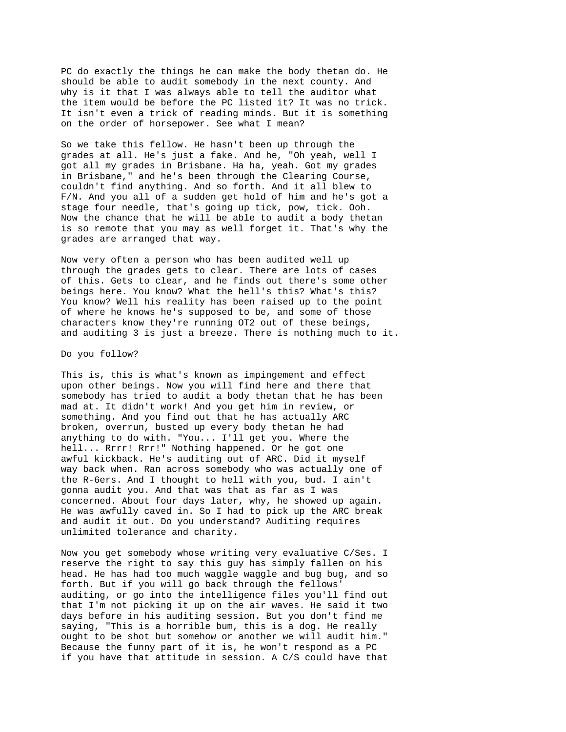PC do exactly the things he can make the body thetan do. He should be able to audit somebody in the next county. And why is it that I was always able to tell the auditor what the item would be before the PC listed it? It was no trick. It isn't even a trick of reading minds. But it is something on the order of horsepower. See what I mean?

So we take this fellow. He hasn't been up through the grades at all. He's just a fake. And he, "Oh yeah, well I got all my grades in Brisbane. Ha ha, yeah. Got my grades in Brisbane," and he's been through the Clearing Course, couldn't find anything. And so forth. And it all blew to F/N. And you all of a sudden get hold of him and he's got a stage four needle, that's going up tick, pow, tick. Ooh. Now the chance that he will be able to audit a body thetan is so remote that you may as well forget it. That's why the grades are arranged that way.

Now very often a person who has been audited well up through the grades gets to clear. There are lots of cases of this. Gets to clear, and he finds out there's some other beings here. You know? What the hell's this? What's this? You know? Well his reality has been raised up to the point of where he knows he's supposed to be, and some of those characters know they're running OT2 out of these beings, and auditing 3 is just a breeze. There is nothing much to it.

Do you follow?

This is, this is what's known as impingement and effect upon other beings. Now you will find here and there that somebody has tried to audit a body thetan that he has been mad at. It didn't work! And you get him in review, or something. And you find out that he has actually ARC broken, overrun, busted up every body thetan he had anything to do with. "You... I'll get you. Where the hell... Rrrr! Rrr!" Nothing happened. Or he got one awful kickback. He's auditing out of ARC. Did it myself way back when. Ran across somebody who was actually one of the R-6ers. And I thought to hell with you, bud. I ain't gonna audit you. And that was that as far as I was concerned. About four days later, why, he showed up again. He was awfully caved in. So I had to pick up the ARC break and audit it out. Do you understand? Auditing requires unlimited tolerance and charity.

Now you get somebody whose writing very evaluative C/Ses. I reserve the right to say this guy has simply fallen on his head. He has had too much waggle waggle and bug bug, and so forth. But if you will go back through the fellows' auditing, or go into the intelligence files you'll find out that I'm not picking it up on the air waves. He said it two days before in his auditing session. But you don't find me saying, "This is a horrible bum, this is a dog. He really ought to be shot but somehow or another we will audit him." Because the funny part of it is, he won't respond as a PC if you have that attitude in session. A C/S could have that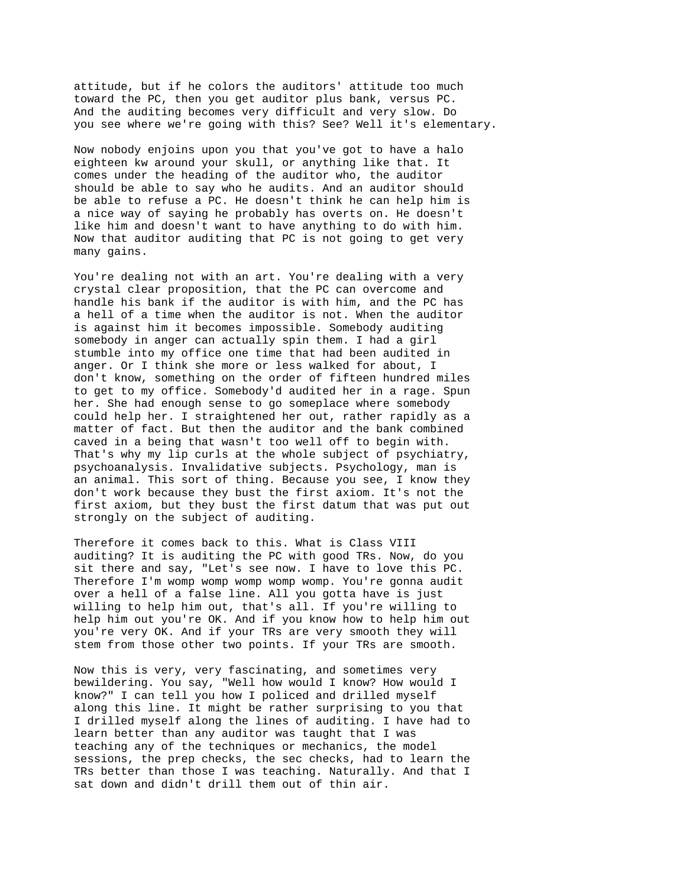attitude, but if he colors the auditors' attitude too much toward the PC, then you get auditor plus bank, versus PC. And the auditing becomes very difficult and very slow. Do you see where we're going with this? See? Well it's elementary.

Now nobody enjoins upon you that you've got to have a halo eighteen kw around your skull, or anything like that. It comes under the heading of the auditor who, the auditor should be able to say who he audits. And an auditor should be able to refuse a PC. He doesn't think he can help him is a nice way of saying he probably has overts on. He doesn't like him and doesn't want to have anything to do with him. Now that auditor auditing that PC is not going to get very many gains.

You're dealing not with an art. You're dealing with a very crystal clear proposition, that the PC can overcome and handle his bank if the auditor is with him, and the PC has a hell of a time when the auditor is not. When the auditor is against him it becomes impossible. Somebody auditing somebody in anger can actually spin them. I had a girl stumble into my office one time that had been audited in anger. Or I think she more or less walked for about, I don't know, something on the order of fifteen hundred miles to get to my office. Somebody'd audited her in a rage. Spun her. She had enough sense to go someplace where somebody could help her. I straightened her out, rather rapidly as a matter of fact. But then the auditor and the bank combined caved in a being that wasn't too well off to begin with. That's why my lip curls at the whole subject of psychiatry, psychoanalysis. Invalidative subjects. Psychology, man is an animal. This sort of thing. Because you see, I know they don't work because they bust the first axiom. It's not the first axiom, but they bust the first datum that was put out strongly on the subject of auditing.

Therefore it comes back to this. What is Class VIII auditing? It is auditing the PC with good TRs. Now, do you sit there and say, "Let's see now. I have to love this PC. Therefore I'm womp womp womp womp womp. You're gonna audit over a hell of a false line. All you gotta have is just willing to help him out, that's all. If you're willing to help him out you're OK. And if you know how to help him out you're very OK. And if your TRs are very smooth they will stem from those other two points. If your TRs are smooth.

Now this is very, very fascinating, and sometimes very bewildering. You say, "Well how would I know? How would I know?" I can tell you how I policed and drilled myself along this line. It might be rather surprising to you that I drilled myself along the lines of auditing. I have had to learn better than any auditor was taught that I was teaching any of the techniques or mechanics, the model sessions, the prep checks, the sec checks, had to learn the TRs better than those I was teaching. Naturally. And that I sat down and didn't drill them out of thin air.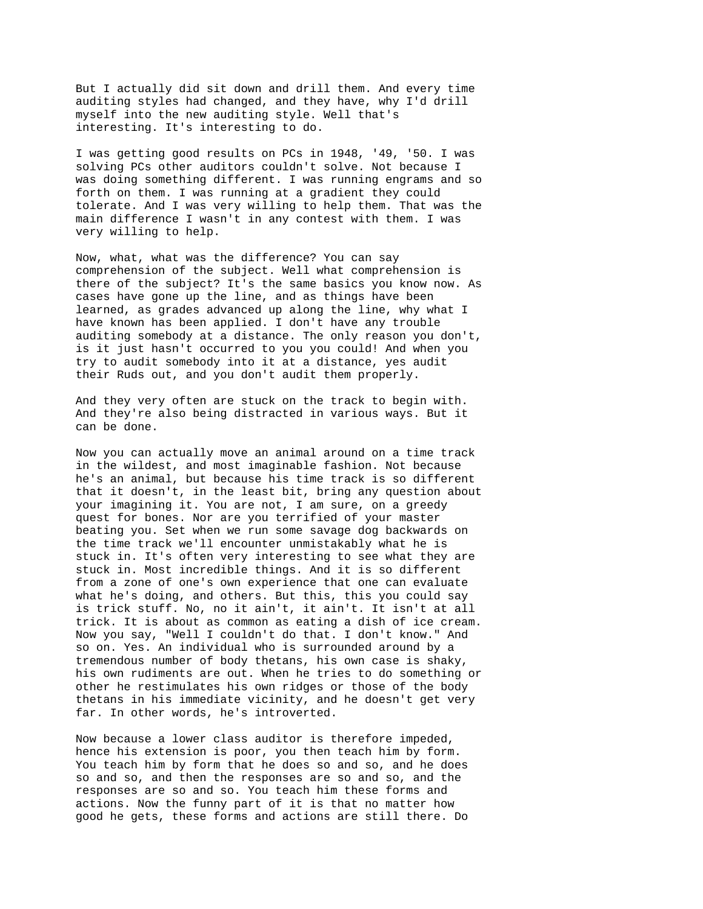But I actually did sit down and drill them. And every time auditing styles had changed, and they have, why I'd drill myself into the new auditing style. Well that's interesting. It's interesting to do.

I was getting good results on PCs in 1948, '49, '50. I was solving PCs other auditors couldn't solve. Not because I was doing something different. I was running engrams and so forth on them. I was running at a gradient they could tolerate. And I was very willing to help them. That was the main difference I wasn't in any contest with them. I was very willing to help.

Now, what, what was the difference? You can say comprehension of the subject. Well what comprehension is there of the subject? It's the same basics you know now. As cases have gone up the line, and as things have been learned, as grades advanced up along the line, why what I have known has been applied. I don't have any trouble auditing somebody at a distance. The only reason you don't, is it just hasn't occurred to you you could! And when you try to audit somebody into it at a distance, yes audit their Ruds out, and you don't audit them properly.

And they very often are stuck on the track to begin with. And they're also being distracted in various ways. But it can be done.

Now you can actually move an animal around on a time track in the wildest, and most imaginable fashion. Not because he's an animal, but because his time track is so different that it doesn't, in the least bit, bring any question about your imagining it. You are not, I am sure, on a greedy quest for bones. Nor are you terrified of your master beating you. Set when we run some savage dog backwards on the time track we'll encounter unmistakably what he is stuck in. It's often very interesting to see what they are stuck in. Most incredible things. And it is so different from a zone of one's own experience that one can evaluate what he's doing, and others. But this, this you could say is trick stuff. No, no it ain't, it ain't. It isn't at all trick. It is about as common as eating a dish of ice cream. Now you say, "Well I couldn't do that. I don't know." And so on. Yes. An individual who is surrounded around by a tremendous number of body thetans, his own case is shaky, his own rudiments are out. When he tries to do something or other he restimulates his own ridges or those of the body thetans in his immediate vicinity, and he doesn't get very far. In other words, he's introverted.

Now because a lower class auditor is therefore impeded, hence his extension is poor, you then teach him by form. You teach him by form that he does so and so, and he does so and so, and then the responses are so and so, and the responses are so and so. You teach him these forms and actions. Now the funny part of it is that no matter how good he gets, these forms and actions are still there. Do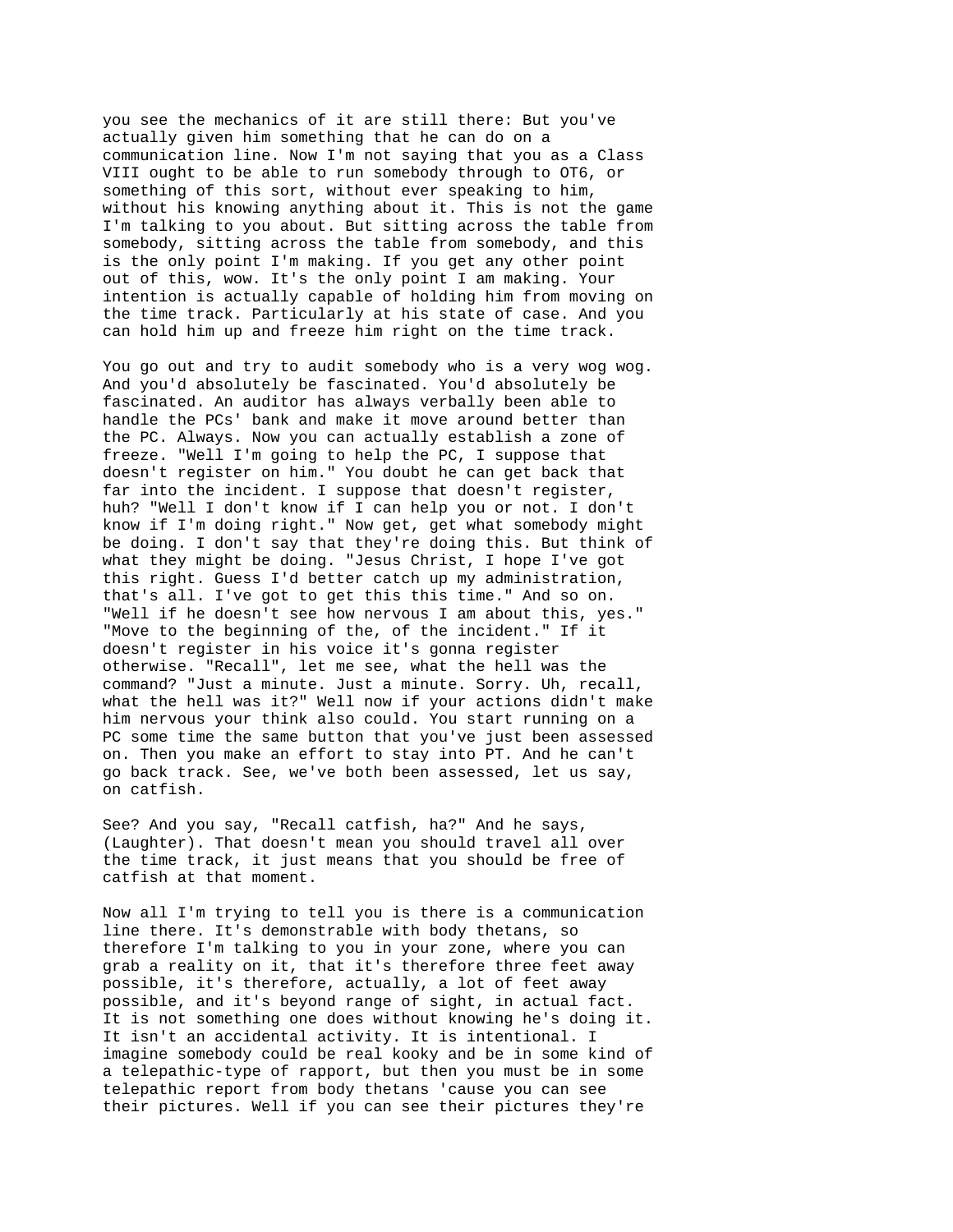you see the mechanics of it are still there: But you've actually given him something that he can do on a communication line. Now I'm not saying that you as a Class VIII ought to be able to run somebody through to OT6, or something of this sort, without ever speaking to him, without his knowing anything about it. This is not the game I'm talking to you about. But sitting across the table from somebody, sitting across the table from somebody, and this is the only point I'm making. If you get any other point out of this, wow. It's the only point I am making. Your intention is actually capable of holding him from moving on the time track. Particularly at his state of case. And you can hold him up and freeze him right on the time track.

You go out and try to audit somebody who is a very wog wog. And you'd absolutely be fascinated. You'd absolutely be fascinated. An auditor has always verbally been able to handle the PCs' bank and make it move around better than the PC. Always. Now you can actually establish a zone of freeze. "Well I'm going to help the PC, I suppose that doesn't register on him." You doubt he can get back that far into the incident. I suppose that doesn't register, huh? "Well I don't know if I can help you or not. I don't know if I'm doing right." Now get, get what somebody might be doing. I don't say that they're doing this. But think of what they might be doing. "Jesus Christ, I hope I've got this right. Guess I'd better catch up my administration, that's all. I've got to get this this time." And so on. "Well if he doesn't see how nervous I am about this, yes." "Move to the beginning of the, of the incident." If it doesn't register in his voice it's gonna register otherwise. "Recall", let me see, what the hell was the command? "Just a minute. Just a minute. Sorry. Uh, recall, what the hell was it?" Well now if your actions didn't make him nervous your think also could. You start running on a PC some time the same button that you've just been assessed on. Then you make an effort to stay into PT. And he can't go back track. See, we've both been assessed, let us say, on catfish.

See? And you say, "Recall catfish, ha?" And he says, (Laughter). That doesn't mean you should travel all over the time track, it just means that you should be free of catfish at that moment.

Now all I'm trying to tell you is there is a communication line there. It's demonstrable with body thetans, so therefore I'm talking to you in your zone, where you can grab a reality on it, that it's therefore three feet away possible, it's therefore, actually, a lot of feet away possible, and it's beyond range of sight, in actual fact. It is not something one does without knowing he's doing it. It isn't an accidental activity. It is intentional. I imagine somebody could be real kooky and be in some kind of a telepathic-type of rapport, but then you must be in some telepathic report from body thetans 'cause you can see their pictures. Well if you can see their pictures they're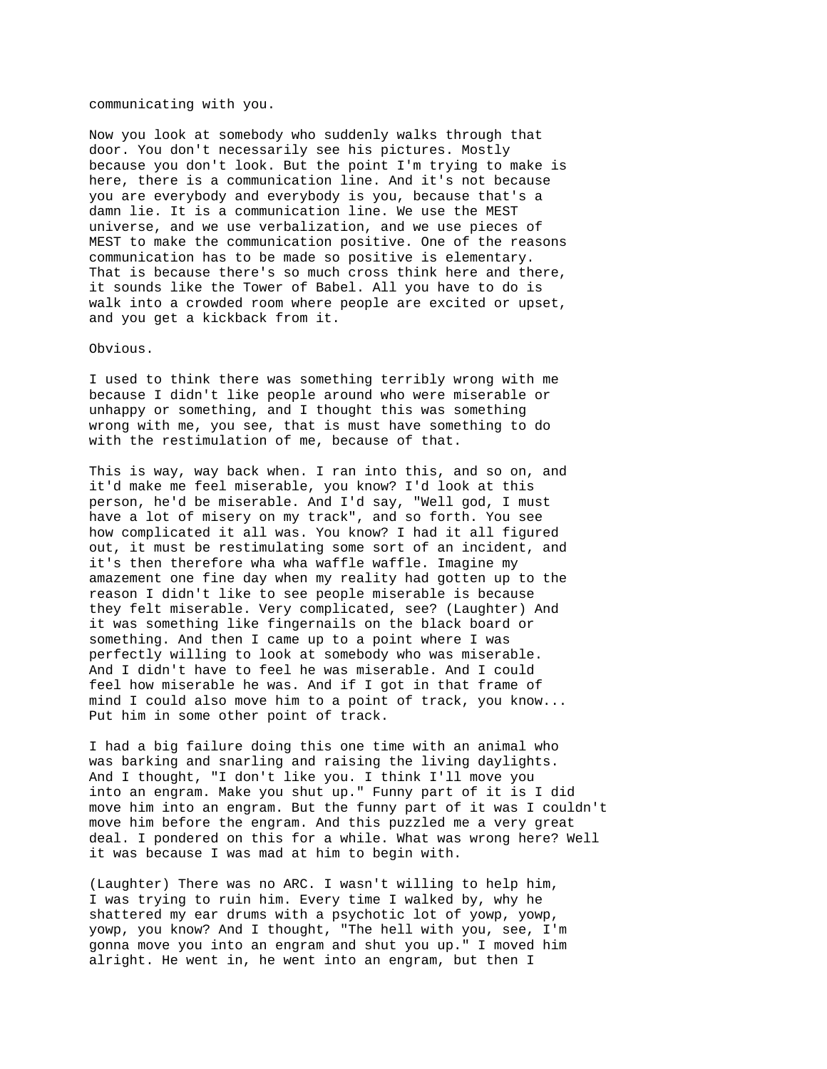communicating with you.

Now you look at somebody who suddenly walks through that door. You don't necessarily see his pictures. Mostly because you don't look. But the point I'm trying to make is here, there is a communication line. And it's not because you are everybody and everybody is you, because that's a damn lie. It is a communication line. We use the MEST universe, and we use verbalization, and we use pieces of MEST to make the communication positive. One of the reasons communication has to be made so positive is elementary. That is because there's so much cross think here and there, it sounds like the Tower of Babel. All you have to do is walk into a crowded room where people are excited or upset, and you get a kickback from it.

Obvious.

I used to think there was something terribly wrong with me because I didn't like people around who were miserable or unhappy or something, and I thought this was something wrong with me, you see, that is must have something to do with the restimulation of me, because of that.

This is way, way back when. I ran into this, and so on, and it'd make me feel miserable, you know? I'd look at this person, he'd be miserable. And I'd say, "Well god, I must have a lot of misery on my track", and so forth. You see how complicated it all was. You know? I had it all figured out, it must be restimulating some sort of an incident, and it's then therefore wha wha waffle waffle. Imagine my amazement one fine day when my reality had gotten up to the reason I didn't like to see people miserable is because they felt miserable. Very complicated, see? (Laughter) And it was something like fingernails on the black board or something. And then I came up to a point where I was perfectly willing to look at somebody who was miserable. And I didn't have to feel he was miserable. And I could feel how miserable he was. And if I got in that frame of mind I could also move him to a point of track, you know... Put him in some other point of track.

I had a big failure doing this one time with an animal who was barking and snarling and raising the living daylights. And I thought, "I don't like you. I think I'll move you into an engram. Make you shut up." Funny part of it is I did move him into an engram. But the funny part of it was I couldn't move him before the engram. And this puzzled me a very great deal. I pondered on this for a while. What was wrong here? Well it was because I was mad at him to begin with.

(Laughter) There was no ARC. I wasn't willing to help him, I was trying to ruin him. Every time I walked by, why he shattered my ear drums with a psychotic lot of yowp, yowp, yowp, you know? And I thought, "The hell with you, see, I'm gonna move you into an engram and shut you up." I moved him alright. He went in, he went into an engram, but then I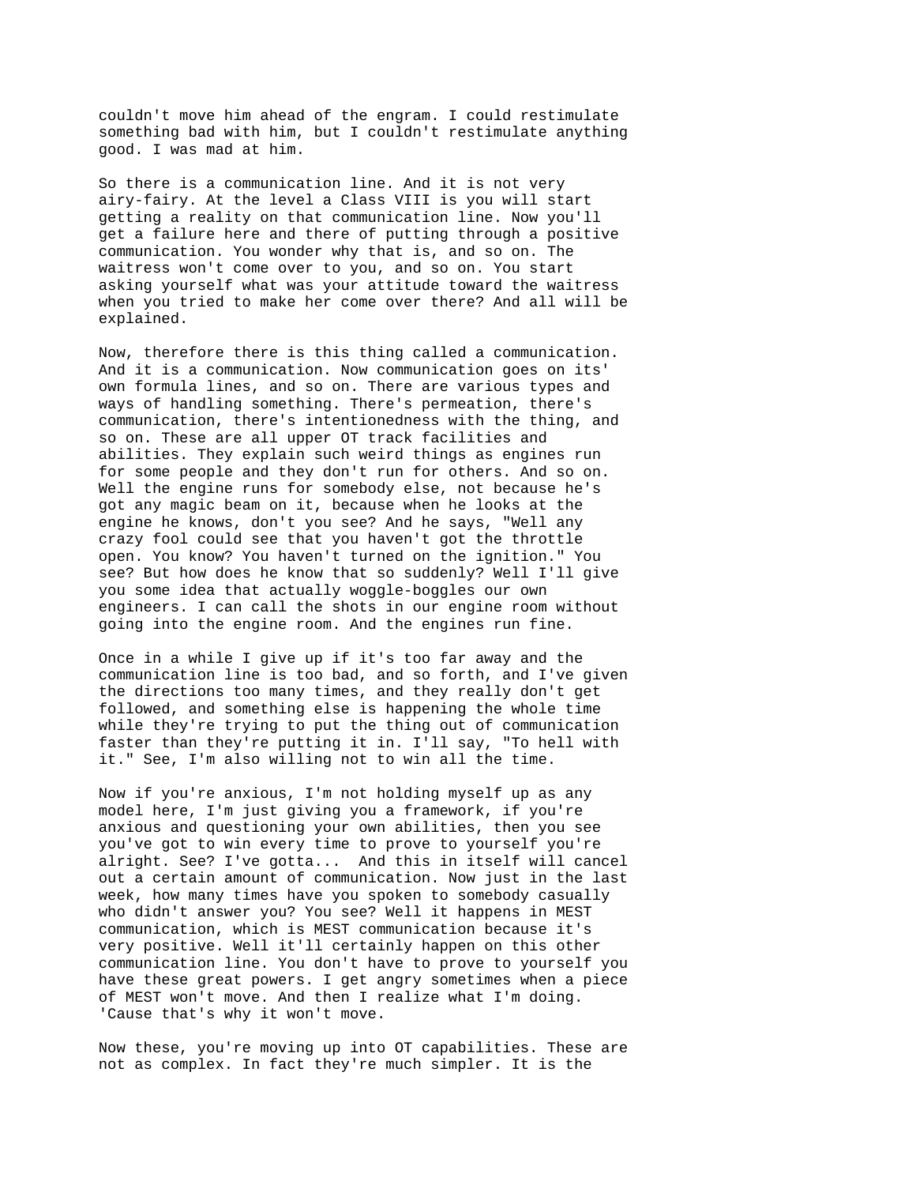couldn't move him ahead of the engram. I could restimulate something bad with him, but I couldn't restimulate anything good. I was mad at him.

So there is a communication line. And it is not very airy-fairy. At the level a Class VIII is you will start getting a reality on that communication line. Now you'll get a failure here and there of putting through a positive communication. You wonder why that is, and so on. The waitress won't come over to you, and so on. You start asking yourself what was your attitude toward the waitress when you tried to make her come over there? And all will be explained.

Now, therefore there is this thing called a communication. And it is a communication. Now communication goes on its' own formula lines, and so on. There are various types and ways of handling something. There's permeation, there's communication, there's intentionedness with the thing, and so on. These are all upper OT track facilities and abilities. They explain such weird things as engines run for some people and they don't run for others. And so on. Well the engine runs for somebody else, not because he's got any magic beam on it, because when he looks at the engine he knows, don't you see? And he says, "Well any crazy fool could see that you haven't got the throttle open. You know? You haven't turned on the ignition." You see? But how does he know that so suddenly? Well I'll give you some idea that actually woggle-boggles our own engineers. I can call the shots in our engine room without going into the engine room. And the engines run fine.

Once in a while I give up if it's too far away and the communication line is too bad, and so forth, and I've given the directions too many times, and they really don't get followed, and something else is happening the whole time while they're trying to put the thing out of communication faster than they're putting it in. I'll say, "To hell with it." See, I'm also willing not to win all the time.

Now if you're anxious, I'm not holding myself up as any model here, I'm just giving you a framework, if you're anxious and questioning your own abilities, then you see you've got to win every time to prove to yourself you're alright. See? I've gotta...  And this in itself will cancel out a certain amount of communication. Now just in the last week, how many times have you spoken to somebody casually who didn't answer you? You see? Well it happens in MEST communication, which is MEST communication because it's very positive. Well it'll certainly happen on this other communication line. You don't have to prove to yourself you have these great powers. I get angry sometimes when a piece of MEST won't move. And then I realize what I'm doing. 'Cause that's why it won't move.

Now these, you're moving up into OT capabilities. These are not as complex. In fact they're much simpler. It is the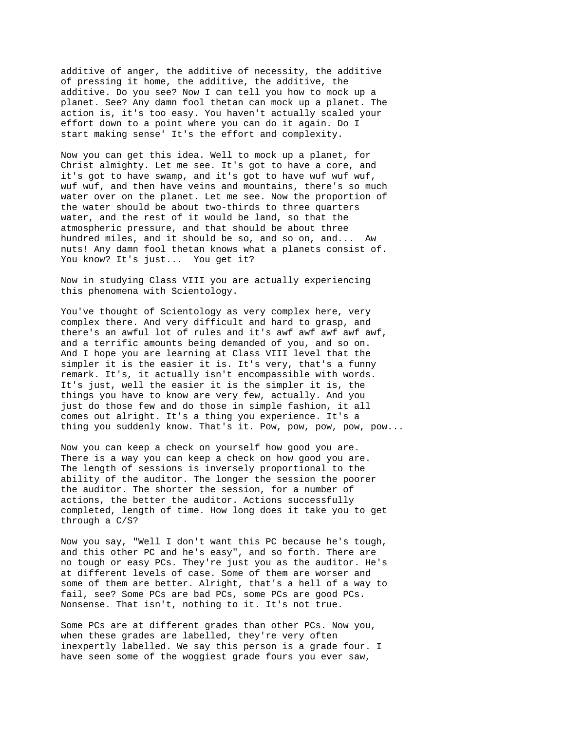additive of anger, the additive of necessity, the additive of pressing it home, the additive, the additive, the additive. Do you see? Now I can tell you how to mock up a planet. See? Any damn fool thetan can mock up a planet. The action is, it's too easy. You haven't actually scaled your effort down to a point where you can do it again. Do I start making sense' It's the effort and complexity.

Now you can get this idea. Well to mock up a planet, for Christ almighty. Let me see. It's got to have a core, and it's got to have swamp, and it's got to have wuf wuf wuf, wuf wuf, and then have veins and mountains, there's so much water over on the planet. Let me see. Now the proportion of the water should be about two-thirds to three quarters water, and the rest of it would be land, so that the atmospheric pressure, and that should be about three hundred miles, and it should be so, and so on, and... Aw nuts! Any damn fool thetan knows what a planets consist of. You know? It's just... You get it?

Now in studying Class VIII you are actually experiencing this phenomena with Scientology.

You've thought of Scientology as very complex here, very complex there. And very difficult and hard to grasp, and there's an awful lot of rules and it's awf awf awf awf awf, and a terrific amounts being demanded of you, and so on. And I hope you are learning at Class VIII level that the simpler it is the easier it is. It's very, that's a funny remark. It's, it actually isn't encompassible with words. It's just, well the easier it is the simpler it is, the things you have to know are very few, actually. And you just do those few and do those in simple fashion, it all comes out alright. It's a thing you experience. It's a thing you suddenly know. That's it. Pow, pow, pow, pow, pow...

Now you can keep a check on yourself how good you are. There is a way you can keep a check on how good you are. The length of sessions is inversely proportional to the ability of the auditor. The longer the session the poorer the auditor. The shorter the session, for a number of actions, the better the auditor. Actions successfully completed, length of time. How long does it take you to get through a C/S?

Now you say, "Well I don't want this PC because he's tough, and this other PC and he's easy", and so forth. There are no tough or easy PCs. They're just you as the auditor. He's at different levels of case. Some of them are worser and some of them are better. Alright, that's a hell of a way to fail, see? Some PCs are bad PCs, some PCs are good PCs. Nonsense. That isn't, nothing to it. It's not true.

Some PCs are at different grades than other PCs. Now you, when these grades are labelled, they're very often inexpertly labelled. We say this person is a grade four. I have seen some of the woggiest grade fours you ever saw,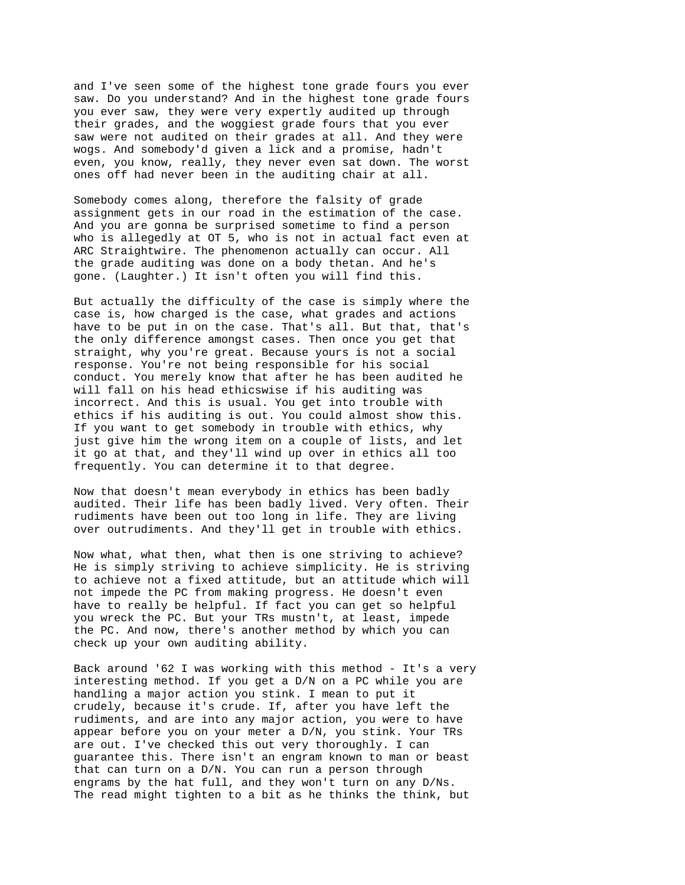and I've seen some of the highest tone grade fours you ever saw. Do you understand? And in the highest tone grade fours you ever saw, they were very expertly audited up through their grades, and the woggiest grade fours that you ever saw were not audited on their grades at all. And they were wogs. And somebody'd given a lick and a promise, hadn't even, you know, really, they never even sat down. The worst ones off had never been in the auditing chair at all.

Somebody comes along, therefore the falsity of grade assignment gets in our road in the estimation of the case. And you are gonna be surprised sometime to find a person who is allegedly at OT 5, who is not in actual fact even at ARC Straightwire. The phenomenon actually can occur. All the grade auditing was done on a body thetan. And he's gone. (Laughter.) It isn't often you will find this.

But actually the difficulty of the case is simply where the case is, how charged is the case, what grades and actions have to be put in on the case. That's all. But that, that's the only difference amongst cases. Then once you get that straight, why you're great. Because yours is not a social response. You're not being responsible for his social conduct. You merely know that after he has been audited he will fall on his head ethicswise if his auditing was incorrect. And this is usual. You get into trouble with ethics if his auditing is out. You could almost show this. If you want to get somebody in trouble with ethics, why just give him the wrong item on a couple of lists, and let it go at that, and they'll wind up over in ethics all too frequently. You can determine it to that degree.

Now that doesn't mean everybody in ethics has been badly audited. Their life has been badly lived. Very often. Their rudiments have been out too long in life. They are living over outrudiments. And they'll get in trouble with ethics.

Now what, what then, what then is one striving to achieve? He is simply striving to achieve simplicity. He is striving to achieve not a fixed attitude, but an attitude which will not impede the PC from making progress. He doesn't even have to really be helpful. If fact you can get so helpful you wreck the PC. But your TRs mustn't, at least, impede the PC. And now, there's another method by which you can check up your own auditing ability.

Back around '62 I was working with this method - It's a very interesting method. If you get a D/N on a PC while you are handling a major action you stink. I mean to put it crudely, because it's crude. If, after you have left the rudiments, and are into any major action, you were to have appear before you on your meter a D/N, you stink. Your TRs are out. I've checked this out very thoroughly. I can guarantee this. There isn't an engram known to man or beast that can turn on a D/N. You can run a person through engrams by the hat full, and they won't turn on any D/Ns. The read might tighten to a bit as he thinks the think, but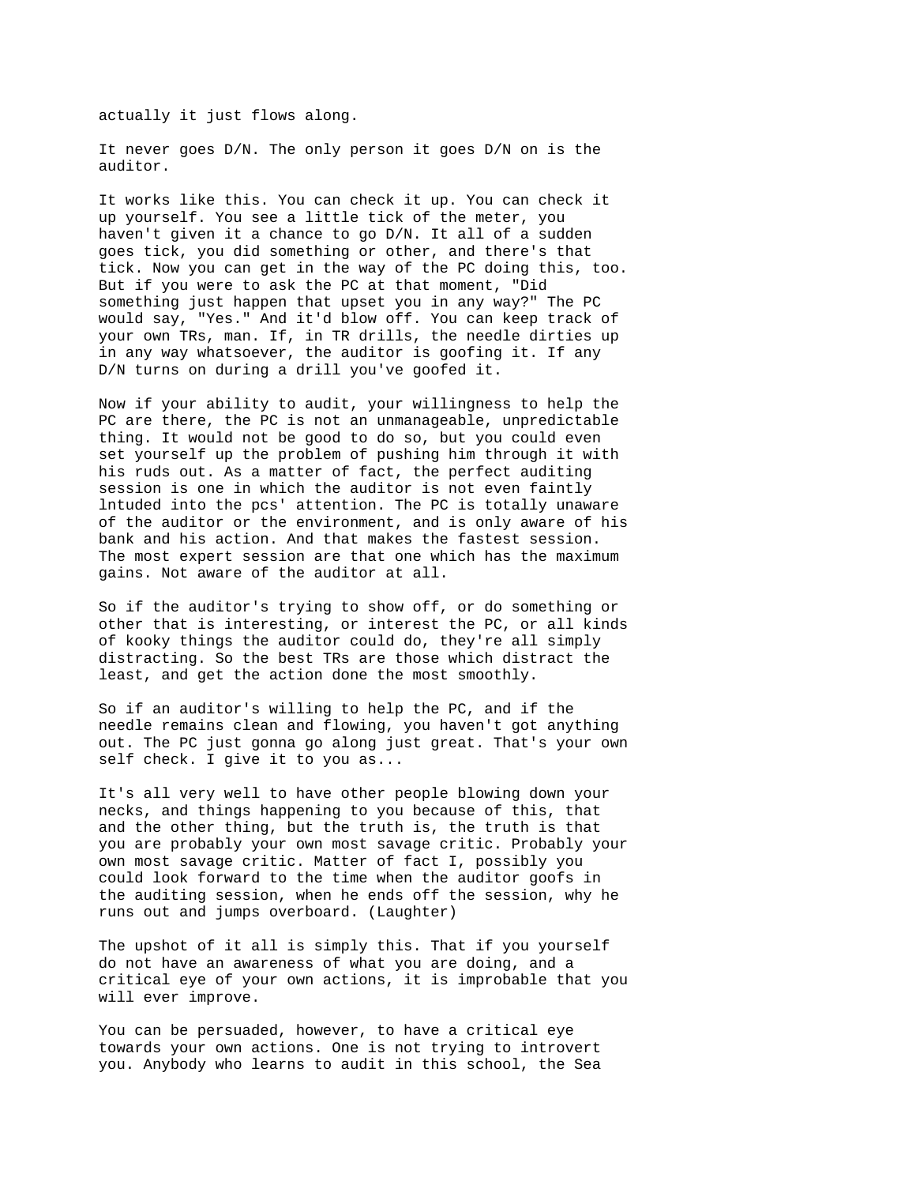actually it just flows along.

It never goes D/N. The only person it goes D/N on is the auditor.

It works like this. You can check it up. You can check it up yourself. You see a little tick of the meter, you haven't given it a chance to go D/N. It all of a sudden goes tick, you did something or other, and there's that tick. Now you can get in the way of the PC doing this, too. But if you were to ask the PC at that moment, "Did something just happen that upset you in any way?" The PC would say, "Yes." And it'd blow off. You can keep track of your own TRs, man. If, in TR drills, the needle dirties up in any way whatsoever, the auditor is goofing it. If any D/N turns on during a drill you've goofed it.

Now if your ability to audit, your willingness to help the PC are there, the PC is not an unmanageable, unpredictable thing. It would not be good to do so, but you could even set yourself up the problem of pushing him through it with his ruds out. As a matter of fact, the perfect auditing session is one in which the auditor is not even faintly lntuded into the pcs' attention. The PC is totally unaware of the auditor or the environment, and is only aware of his bank and his action. And that makes the fastest session. The most expert session are that one which has the maximum gains. Not aware of the auditor at all.

So if the auditor's trying to show off, or do something or other that is interesting, or interest the PC, or all kinds of kooky things the auditor could do, they're all simply distracting. So the best TRs are those which distract the least, and get the action done the most smoothly.

So if an auditor's willing to help the PC, and if the needle remains clean and flowing, you haven't got anything out. The PC just gonna go along just great. That's your own self check. I give it to you as...

It's all very well to have other people blowing down your necks, and things happening to you because of this, that and the other thing, but the truth is, the truth is that you are probably your own most savage critic. Probably your own most savage critic. Matter of fact I, possibly you could look forward to the time when the auditor goofs in the auditing session, when he ends off the session, why he runs out and jumps overboard. (Laughter)

The upshot of it all is simply this. That if you yourself do not have an awareness of what you are doing, and a critical eye of your own actions, it is improbable that you will ever improve.

You can be persuaded, however, to have a critical eye towards your own actions. One is not trying to introvert you. Anybody who learns to audit in this school, the Sea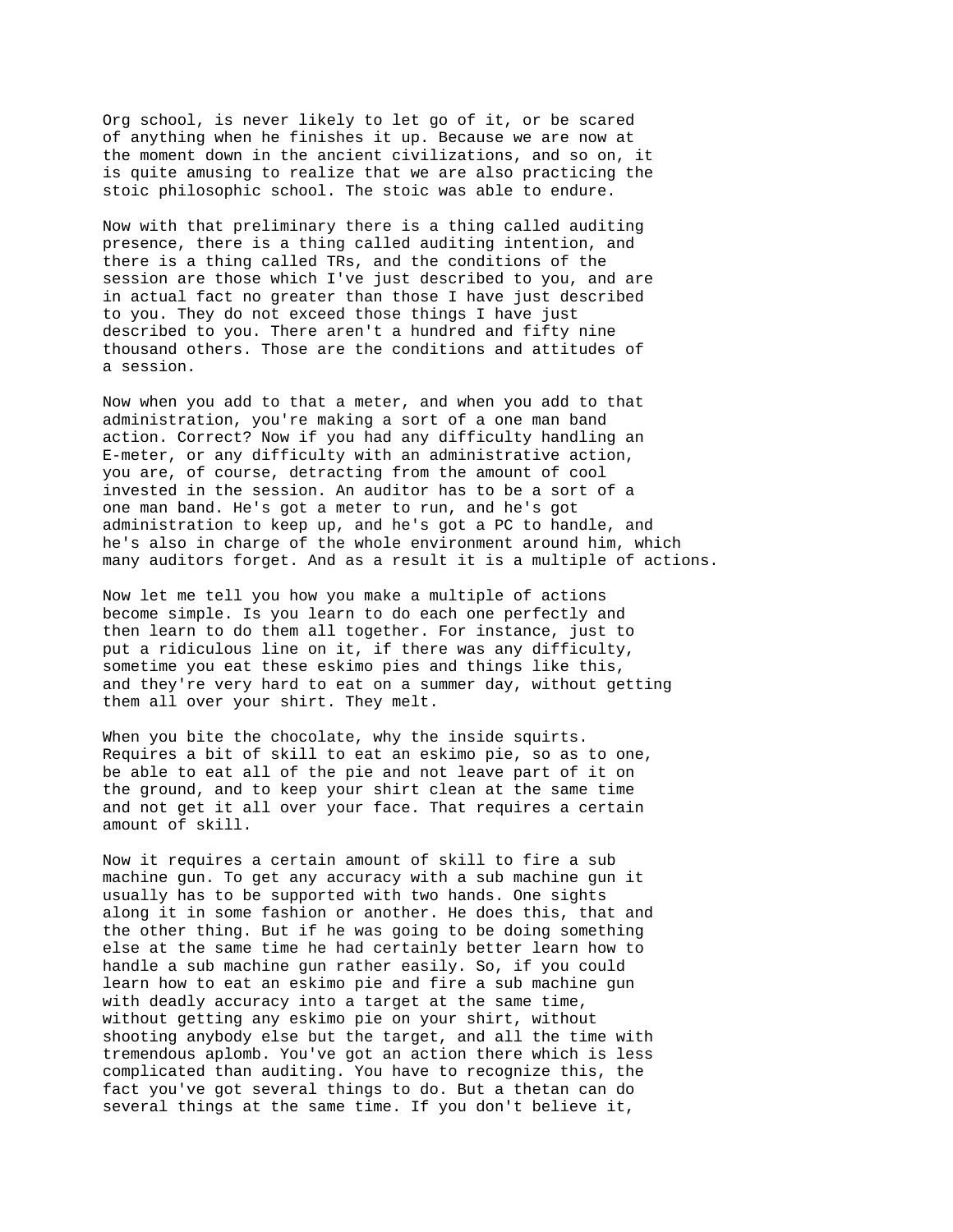Org school, is never likely to let go of it, or be scared of anything when he finishes it up. Because we are now at the moment down in the ancient civilizations, and so on, it is quite amusing to realize that we are also practicing the stoic philosophic school. The stoic was able to endure.

Now with that preliminary there is a thing called auditing presence, there is a thing called auditing intention, and there is a thing called TRs, and the conditions of the session are those which I've just described to you, and are in actual fact no greater than those I have just described to you. They do not exceed those things I have just described to you. There aren't a hundred and fifty nine thousand others. Those are the conditions and attitudes of a session.

Now when you add to that a meter, and when you add to that administration, you're making a sort of a one man band action. Correct? Now if you had any difficulty handling an E-meter, or any difficulty with an administrative action, you are, of course, detracting from the amount of cool invested in the session. An auditor has to be a sort of a one man band. He's got a meter to run, and he's got administration to keep up, and he's got a PC to handle, and he's also in charge of the whole environment around him, which many auditors forget. And as a result it is a multiple of actions.

Now let me tell you how you make a multiple of actions become simple. Is you learn to do each one perfectly and then learn to do them all together. For instance, just to put a ridiculous line on it, if there was any difficulty, sometime you eat these eskimo pies and things like this, and they're very hard to eat on a summer day, without getting them all over your shirt. They melt.

When you bite the chocolate, why the inside squirts. Requires a bit of skill to eat an eskimo pie, so as to one, be able to eat all of the pie and not leave part of it on the ground, and to keep your shirt clean at the same time and not get it all over your face. That requires a certain amount of skill.

Now it requires a certain amount of skill to fire a sub machine gun. To get any accuracy with a sub machine gun it usually has to be supported with two hands. One sights along it in some fashion or another. He does this, that and the other thing. But if he was going to be doing something else at the same time he had certainly better learn how to handle a sub machine gun rather easily. So, if you could learn how to eat an eskimo pie and fire a sub machine gun with deadly accuracy into a target at the same time, without getting any eskimo pie on your shirt, without shooting anybody else but the target, and all the time with tremendous aplomb. You've got an action there which is less complicated than auditing. You have to recognize this, the fact you've got several things to do. But a thetan can do several things at the same time. If you don't believe it,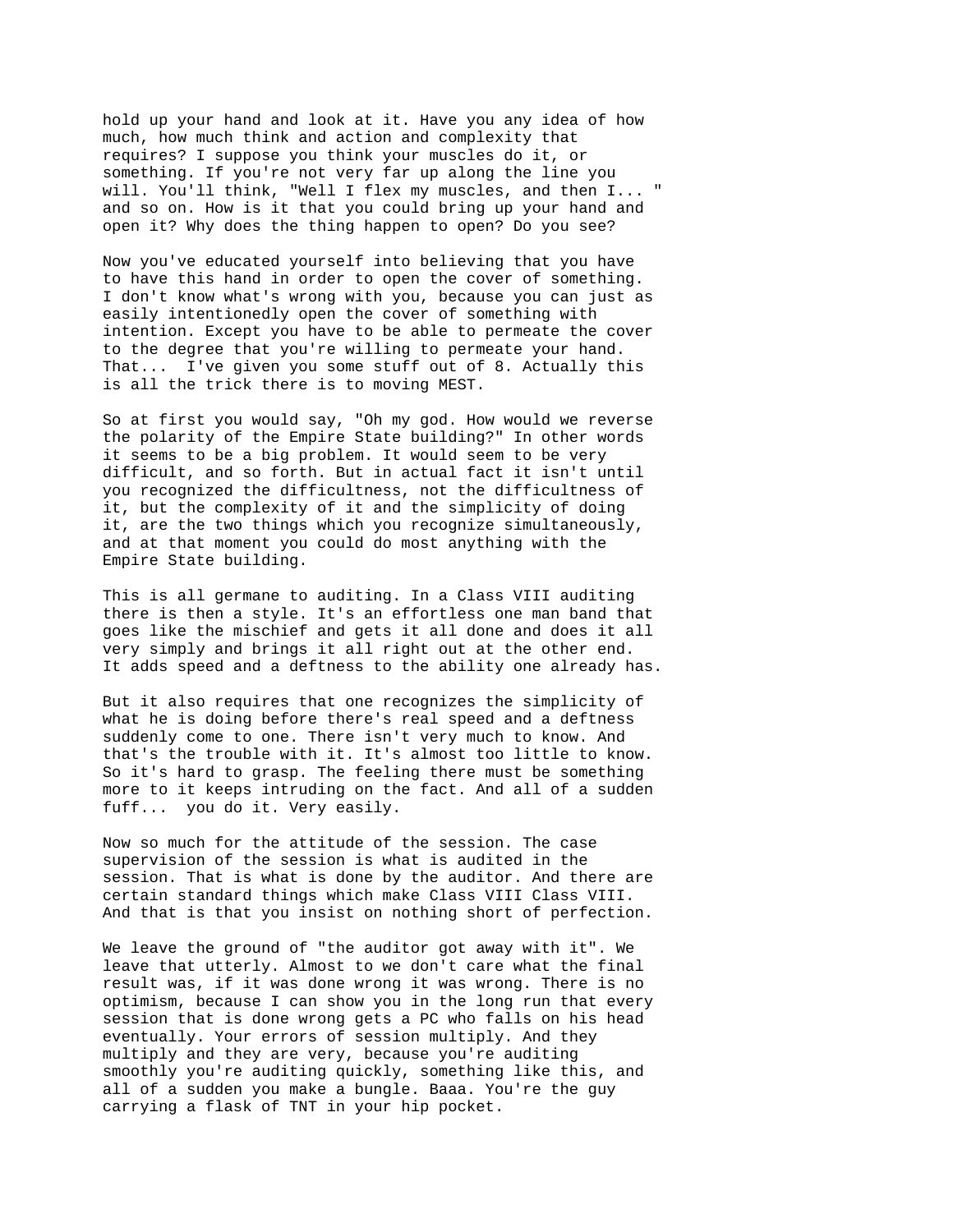hold up your hand and look at it. Have you any idea of how much, how much think and action and complexity that requires? I suppose you think your muscles do it, or something. If you're not very far up along the line you will. You'll think, "Well I flex my muscles, and then I... " and so on. How is it that you could bring up your hand and open it? Why does the thing happen to open? Do you see?

Now you've educated yourself into believing that you have to have this hand in order to open the cover of something. I don't know what's wrong with you, because you can just as easily intentionedly open the cover of something with intention. Except you have to be able to permeate the cover to the degree that you're willing to permeate your hand. That... I've given you some stuff out of 8. Actually this is all the trick there is to moving MEST.

So at first you would say, "Oh my god. How would we reverse the polarity of the Empire State building?" In other words it seems to be a big problem. It would seem to be very difficult, and so forth. But in actual fact it isn't until you recognized the difficultness, not the difficultness of it, but the complexity of it and the simplicity of doing it, are the two things which you recognize simultaneously, and at that moment you could do most anything with the Empire State building.

This is all germane to auditing. In a Class VIII auditing there is then a style. It's an effortless one man band that goes like the mischief and gets it all done and does it all very simply and brings it all right out at the other end. It adds speed and a deftness to the ability one already has.

But it also requires that one recognizes the simplicity of what he is doing before there's real speed and a deftness suddenly come to one. There isn't very much to know. And that's the trouble with it. It's almost too little to know. So it's hard to grasp. The feeling there must be something more to it keeps intruding on the fact. And all of a sudden fuff... you do it. Very easily.

Now so much for the attitude of the session. The case supervision of the session is what is audited in the session. That is what is done by the auditor. And there are certain standard things which make Class VIII Class VIII. And that is that you insist on nothing short of perfection.

We leave the ground of "the auditor got away with it". We leave that utterly. Almost to we don't care what the final result was, if it was done wrong it was wrong. There is no optimism, because I can show you in the long run that every session that is done wrong gets a PC who falls on his head eventually. Your errors of session multiply. And they multiply and they are very, because you're auditing smoothly you're auditing quickly, something like this, and all of a sudden you make a bungle. Baaa. You're the guy carrying a flask of TNT in your hip pocket.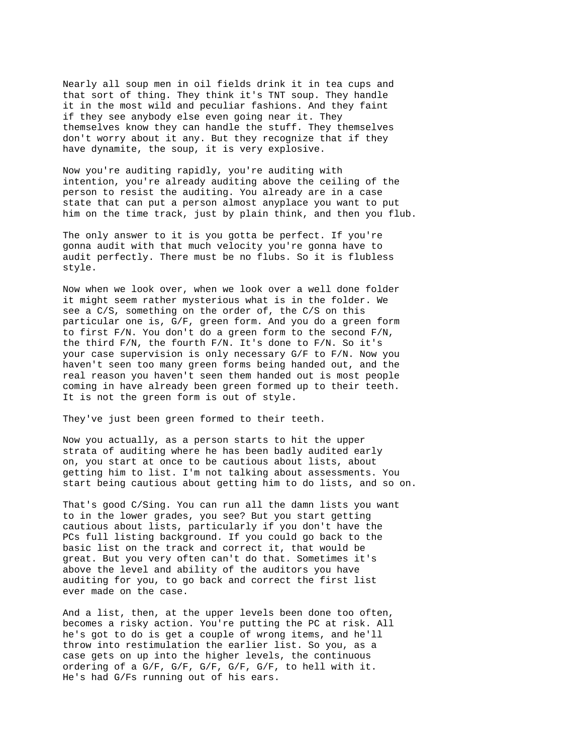Nearly all soup men in oil fields drink it in tea cups and that sort of thing. They think it's TNT soup. They handle it in the most wild and peculiar fashions. And they faint if they see anybody else even going near it. They themselves know they can handle the stuff. They themselves don't worry about it any. But they recognize that if they have dynamite, the soup, it is very explosive.

Now you're auditing rapidly, you're auditing with intention, you're already auditing above the ceiling of the person to resist the auditing. You already are in a case state that can put a person almost anyplace you want to put him on the time track, just by plain think, and then you flub.

The only answer to it is you gotta be perfect. If you're gonna audit with that much velocity you're gonna have to audit perfectly. There must be no flubs. So it is flubless style.

Now when we look over, when we look over a well done folder it might seem rather mysterious what is in the folder. We see a C/S, something on the order of, the C/S on this particular one is, G/F, green form. And you do a green form to first F/N. You don't do a green form to the second F/N, the third F/N, the fourth F/N. It's done to F/N. So it's your case supervision is only necessary G/F to F/N. Now you haven't seen too many green forms being handed out, and the real reason you haven't seen them handed out is most people coming in have already been green formed up to their teeth. It is not the green form is out of style.

They've just been green formed to their teeth.

Now you actually, as a person starts to hit the upper strata of auditing where he has been badly audited early on, you start at once to be cautious about lists, about getting him to list. I'm not talking about assessments. You start being cautious about getting him to do lists, and so on.

That's good C/Sing. You can run all the damn lists you want to in the lower grades, you see? But you start getting cautious about lists, particularly if you don't have the PCs full listing background. If you could go back to the basic list on the track and correct it, that would be great. But you very often can't do that. Sometimes it's above the level and ability of the auditors you have auditing for you, to go back and correct the first list ever made on the case.

And a list, then, at the upper levels been done too often, becomes a risky action. You're putting the PC at risk. All he's got to do is get a couple of wrong items, and he'll throw into restimulation the earlier list. So you, as a case gets on up into the higher levels, the continuous ordering of a G/F, G/F, G/F, G/F, G/F, to hell with it. He's had G/Fs running out of his ears.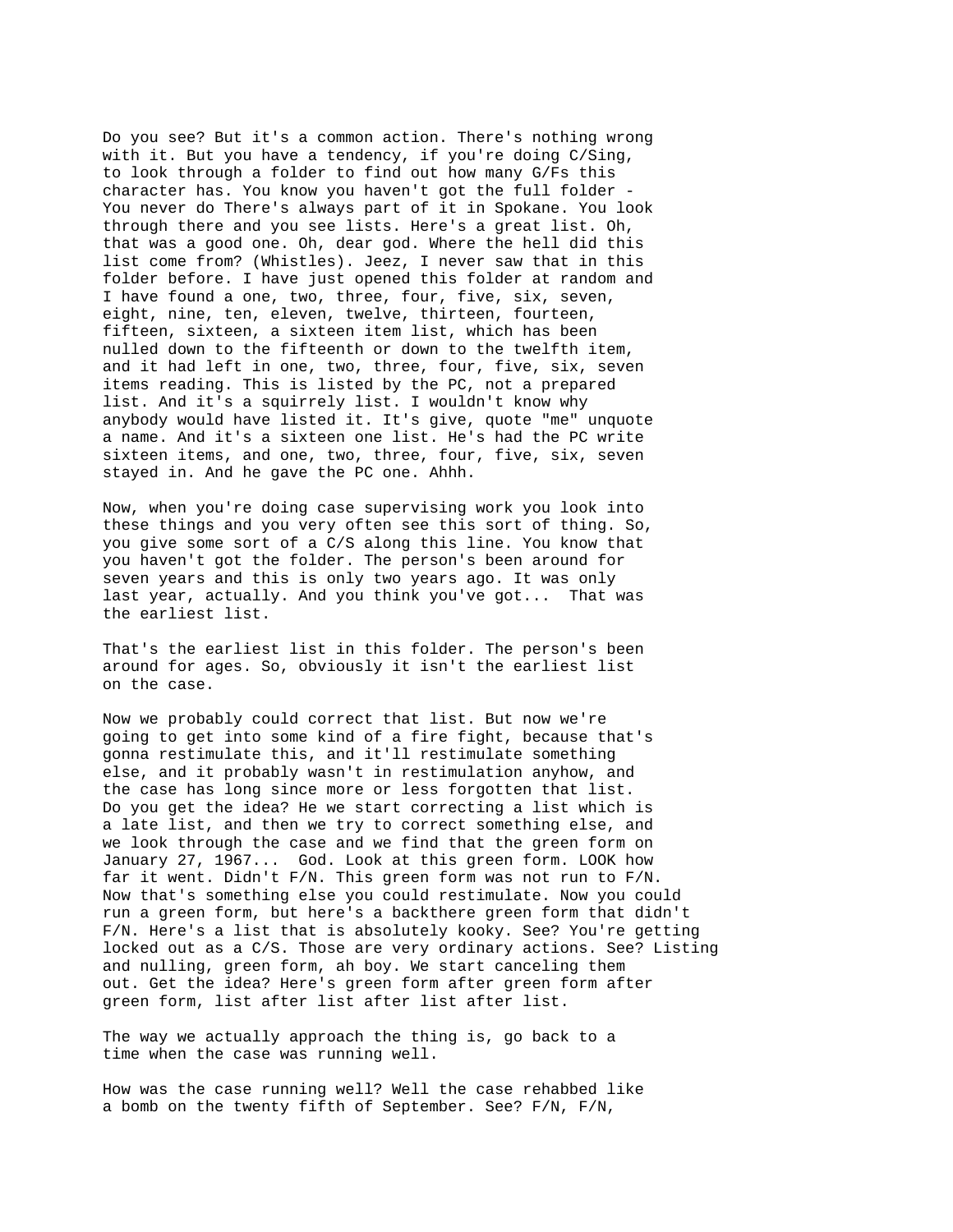Do you see? But it's a common action. There's nothing wrong with it. But you have a tendency, if you're doing C/Sing, to look through a folder to find out how many G/Fs this character has. You know you haven't got the full folder - You never do There's always part of it in Spokane. You look through there and you see lists. Here's a great list. Oh, that was a good one. Oh, dear god. Where the hell did this list come from? (Whistles). Jeez, I never saw that in this folder before. I have just opened this folder at random and I have found a one, two, three, four, five, six, seven, eight, nine, ten, eleven, twelve, thirteen, fourteen, fifteen, sixteen, a sixteen item list, which has been nulled down to the fifteenth or down to the twelfth item, and it had left in one, two, three, four, five, six, seven items reading. This is listed by the PC, not a prepared list. And it's a squirrely list. I wouldn't know why anybody would have listed it. It's give, quote "me" unquote a name. And it's a sixteen one list. He's had the PC write sixteen items, and one, two, three, four, five, six, seven stayed in. And he gave the PC one. Ahhh.

Now, when you're doing case supervising work you look into these things and you very often see this sort of thing. So, you give some sort of a C/S along this line. You know that you haven't got the folder. The person's been around for seven years and this is only two years ago. It was only last year, actually. And you think you've got... That was the earliest list.

That's the earliest list in this folder. The person's been around for ages. So, obviously it isn't the earliest list on the case.

Now we probably could correct that list. But now we're going to get into some kind of a fire fight, because that's gonna restimulate this, and it'll restimulate something else, and it probably wasn't in restimulation anyhow, and the case has long since more or less forgotten that list. Do you get the idea? He we start correcting a list which is a late list, and then we try to correct something else, and we look through the case and we find that the green form on January 27, 1967... God. Look at this green form. LOOK how far it went. Didn't F/N. This green form was not run to F/N. Now that's something else you could restimulate. Now you could run a green form, but here's a backthere green form that didn't F/N. Here's a list that is absolutely kooky. See? You're getting locked out as a C/S. Those are very ordinary actions. See? Listing and nulling, green form, ah boy. We start canceling them out. Get the idea? Here's green form after green form after green form, list after list after list after list.

The way we actually approach the thing is, go back to a time when the case was running well.

How was the case running well? Well the case rehabbed like a bomb on the twenty fifth of September. See? F/N, F/N,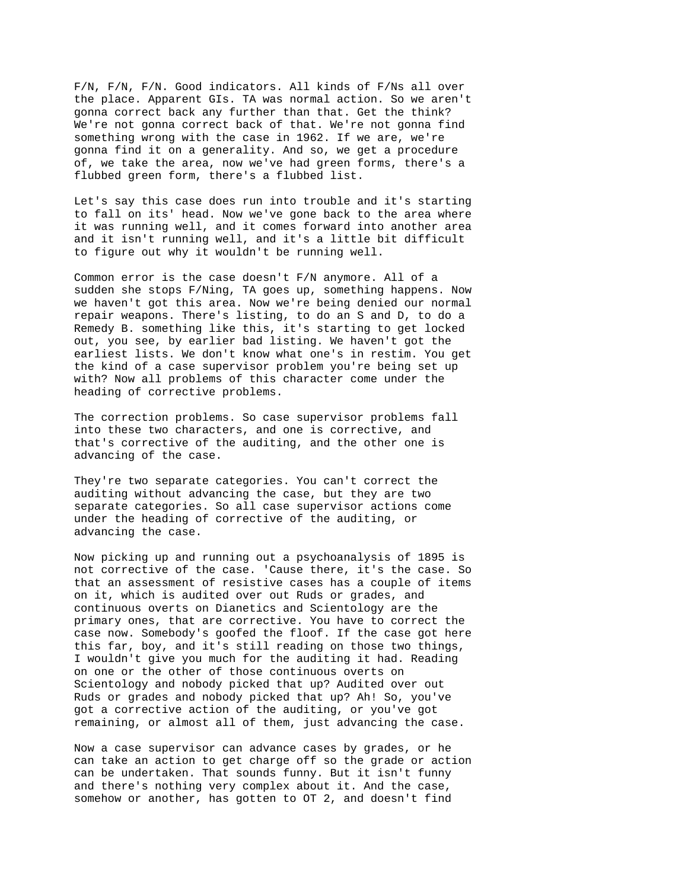F/N, F/N, F/N. Good indicators. All kinds of F/Ns all over the place. Apparent GIs. TA was normal action. So we aren't gonna correct back any further than that. Get the think? We're not gonna correct back of that. We're not gonna find something wrong with the case in 1962. If we are, we're gonna find it on a generality. And so, we get a procedure of, we take the area, now we've had green forms, there's a flubbed green form, there's a flubbed list.

Let's say this case does run into trouble and it's starting to fall on its' head. Now we've gone back to the area where it was running well, and it comes forward into another area and it isn't running well, and it's a little bit difficult to figure out why it wouldn't be running well.

Common error is the case doesn't F/N anymore. All of a sudden she stops F/Ning, TA goes up, something happens. Now we haven't got this area. Now we're being denied our normal repair weapons. There's listing, to do an S and D, to do a Remedy B. something like this, it's starting to get locked out, you see, by earlier bad listing. We haven't got the earliest lists. We don't know what one's in restim. You get the kind of a case supervisor problem you're being set up with? Now all problems of this character come under the heading of corrective problems.

The correction problems. So case supervisor problems fall into these two characters, and one is corrective, and that's corrective of the auditing, and the other one is advancing of the case.

They're two separate categories. You can't correct the auditing without advancing the case, but they are two separate categories. So all case supervisor actions come under the heading of corrective of the auditing, or advancing the case.

Now picking up and running out a psychoanalysis of 1895 is not corrective of the case. 'Cause there, it's the case. So that an assessment of resistive cases has a couple of items on it, which is audited over out Ruds or grades, and continuous overts on Dianetics and Scientology are the primary ones, that are corrective. You have to correct the case now. Somebody's goofed the floof. If the case got here this far, boy, and it's still reading on those two things, I wouldn't give you much for the auditing it had. Reading on one or the other of those continuous overts on Scientology and nobody picked that up? Audited over out Ruds or grades and nobody picked that up? Ah! So, you've got a corrective action of the auditing, or you've got remaining, or almost all of them, just advancing the case.

Now a case supervisor can advance cases by grades, or he can take an action to get charge off so the grade or action can be undertaken. That sounds funny. But it isn't funny and there's nothing very complex about it. And the case, somehow or another, has gotten to OT 2, and doesn't find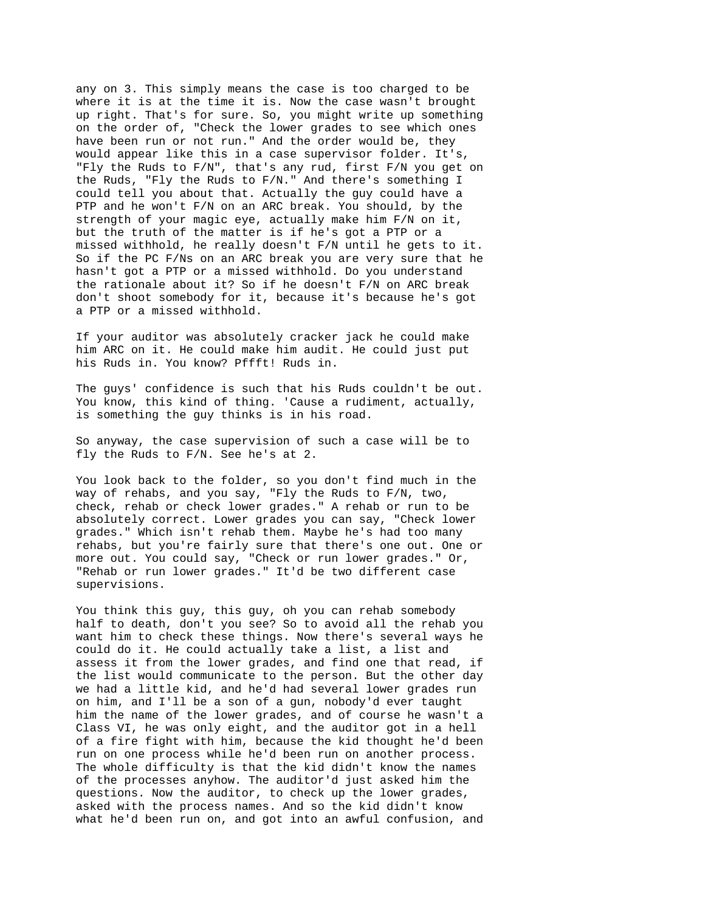any on 3. This simply means the case is too charged to be where it is at the time it is. Now the case wasn't brought up right. That's for sure. So, you might write up something on the order of, "Check the lower grades to see which ones have been run or not run." And the order would be, they would appear like this in a case supervisor folder. It's, "Fly the Ruds to F/N", that's any rud, first F/N you get on the Ruds, "Fly the Ruds to F/N." And there's something I could tell you about that. Actually the guy could have a PTP and he won't F/N on an ARC break. You should, by the strength of your magic eye, actually make him F/N on it, but the truth of the matter is if he's got a PTP or a missed withhold, he really doesn't F/N until he gets to it. So if the PC F/Ns on an ARC break you are very sure that he hasn't got a PTP or a missed withhold. Do you understand the rationale about it? So if he doesn't F/N on ARC break don't shoot somebody for it, because it's because he's got a PTP or a missed withhold.

If your auditor was absolutely cracker jack he could make him ARC on it. He could make him audit. He could just put his Ruds in. You know? Pffft! Ruds in.

The guys' confidence is such that his Ruds couldn't be out. You know, this kind of thing. 'Cause a rudiment, actually, is something the guy thinks is in his road.

So anyway, the case supervision of such a case will be to fly the Ruds to F/N. See he's at 2.

You look back to the folder, so you don't find much in the way of rehabs, and you say, "Fly the Ruds to F/N, two, check, rehab or check lower grades." A rehab or run to be absolutely correct. Lower grades you can say, "Check lower grades." Which isn't rehab them. Maybe he's had too many rehabs, but you're fairly sure that there's one out. One or more out. You could say, "Check or run lower grades." Or, "Rehab or run lower grades." It'd be two different case supervisions.

You think this guy, this guy, oh you can rehab somebody half to death, don't you see? So to avoid all the rehab you want him to check these things. Now there's several ways he could do it. He could actually take a list, a list and assess it from the lower grades, and find one that read, if the list would communicate to the person. But the other day we had a little kid, and he'd had several lower grades run on him, and I'll be a son of a gun, nobody'd ever taught him the name of the lower grades, and of course he wasn't a Class VI, he was only eight, and the auditor got in a hell of a fire fight with him, because the kid thought he'd been run on one process while he'd been run on another process. The whole difficulty is that the kid didn't know the names of the processes anyhow. The auditor'd just asked him the questions. Now the auditor, to check up the lower grades, asked with the process names. And so the kid didn't know what he'd been run on, and got into an awful confusion, and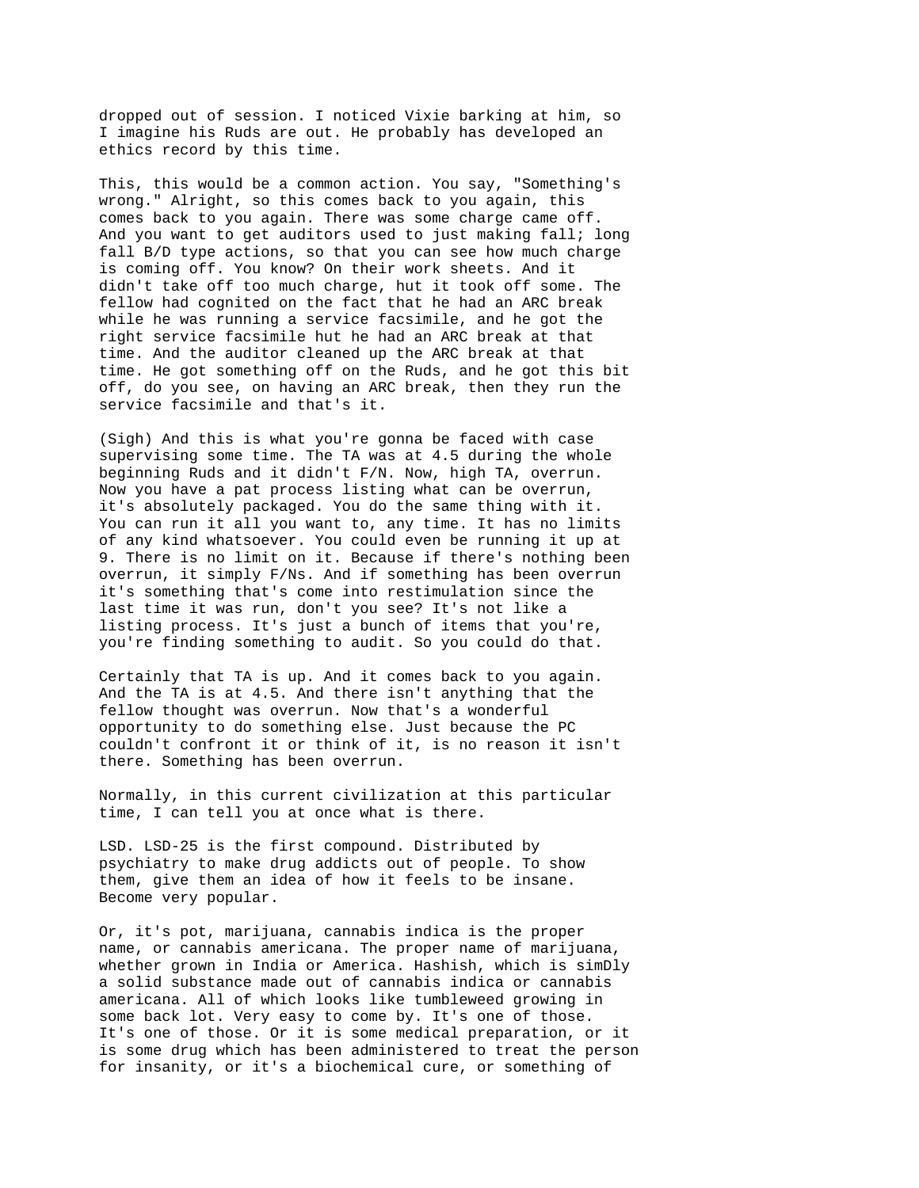dropped out of session. I noticed Vixie barking at him, so I imagine his Ruds are out. He probably has developed an ethics record by this time.

This, this would be a common action. You say, "Something's wrong." Alright, so this comes back to you again, this comes back to you again. There was some charge came off. And you want to get auditors used to just making fall; long fall B/D type actions, so that you can see how much charge is coming off. You know? On their work sheets. And it didn't take off too much charge, hut it took off some. The fellow had cognited on the fact that he had an ARC break while he was running a service facsimile, and he got the right service facsimile hut he had an ARC break at that time. And the auditor cleaned up the ARC break at that time. He got something off on the Ruds, and he got this bit off, do you see, on having an ARC break, then they run the service facsimile and that's it.

(Sigh) And this is what you're gonna be faced with case supervising some time. The TA was at 4.5 during the whole beginning Ruds and it didn't F/N. Now, high TA, overrun. Now you have a pat process listing what can be overrun, it's absolutely packaged. You do the same thing with it. You can run it all you want to, any time. It has no limits of any kind whatsoever. You could even be running it up at 9. There is no limit on it. Because if there's nothing been overrun, it simply F/Ns. And if something has been overrun it's something that's come into restimulation since the last time it was run, don't you see? It's not like a listing process. It's just a bunch of items that you're, you're finding something to audit. So you could do that.

Certainly that TA is up. And it comes back to you again. And the TA is at 4.5. And there isn't anything that the fellow thought was overrun. Now that's a wonderful opportunity to do something else. Just because the PC couldn't confront it or think of it, is no reason it isn't there. Something has been overrun.

Normally, in this current civilization at this particular time, I can tell you at once what is there.

LSD. LSD-25 is the first compound. Distributed by psychiatry to make drug addicts out of people. To show them, give them an idea of how it feels to be insane. Become very popular.

Or, it's pot, marijuana, cannabis indica is the proper name, or cannabis americana. The proper name of marijuana, whether grown in India or America. Hashish, which is simDly a solid substance made out of cannabis indica or cannabis americana. All of which looks like tumbleweed growing in some back lot. Very easy to come by. It's one of those. It's one of those. Or it is some medical preparation, or it is some drug which has been administered to treat the person for insanity, or it's a biochemical cure, or something of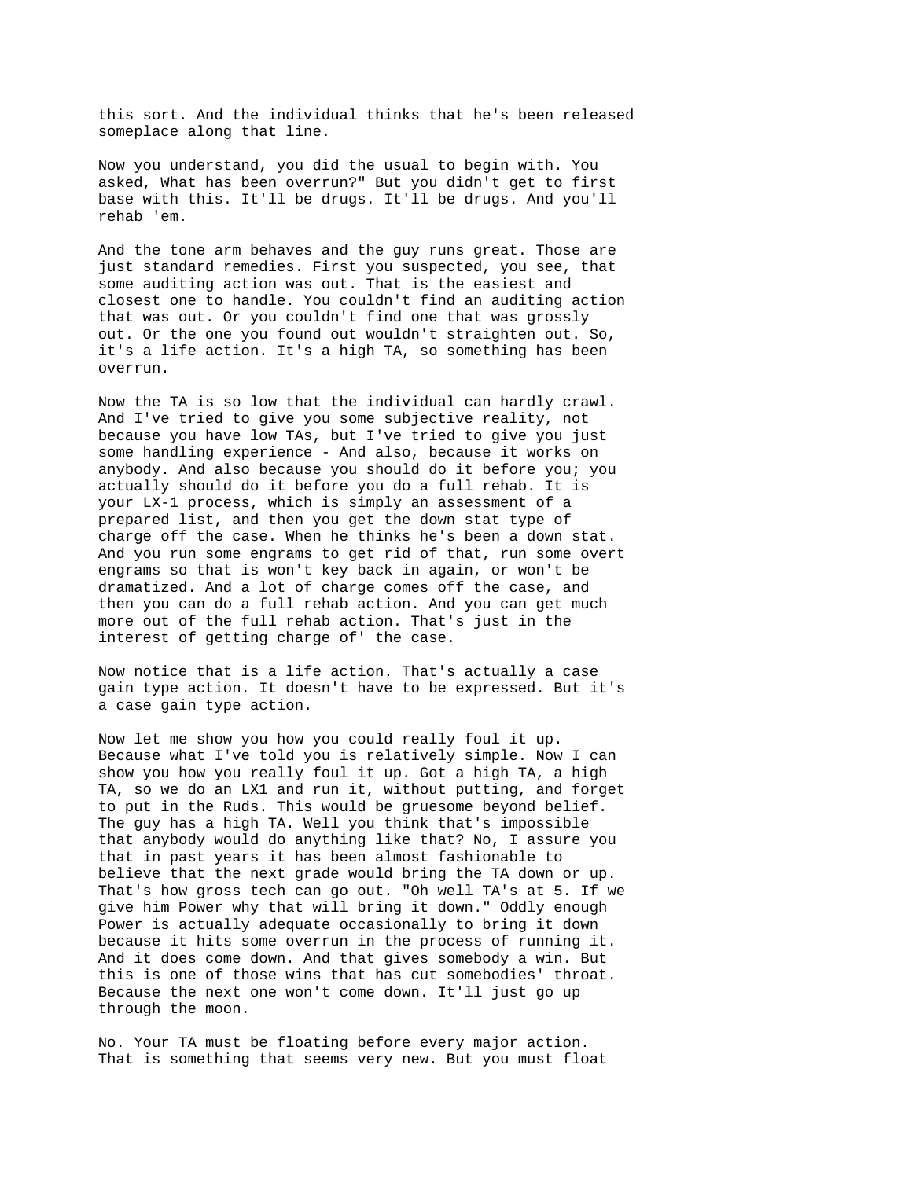this sort. And the individual thinks that he's been released someplace along that line.

Now you understand, you did the usual to begin with. You asked, What has been overrun?" But you didn't get to first base with this. It'll be drugs. It'll be drugs. And you'll rehab 'em.

And the tone arm behaves and the guy runs great. Those are just standard remedies. First you suspected, you see, that some auditing action was out. That is the easiest and closest one to handle. You couldn't find an auditing action that was out. Or you couldn't find one that was grossly out. Or the one you found out wouldn't straighten out. So, it's a life action. It's a high TA, so something has been overrun.

Now the TA is so low that the individual can hardly crawl. And I've tried to give you some subjective reality, not because you have low TAs, but I've tried to give you just some handling experience - And also, because it works on anybody. And also because you should do it before you; you actually should do it before you do a full rehab. It is your LX-1 process, which is simply an assessment of a prepared list, and then you get the down stat type of charge off the case. When he thinks he's been a down stat. And you run some engrams to get rid of that, run some overt engrams so that is won't key back in again, or won't be dramatized. And a lot of charge comes off the case, and then you can do a full rehab action. And you can get much more out of the full rehab action. That's just in the interest of getting charge of' the case.

Now notice that is a life action. That's actually a case gain type action. It doesn't have to be expressed. But it's a case gain type action.

Now let me show you how you could really foul it up. Because what I've told you is relatively simple. Now I can show you how you really foul it up. Got a high TA, a high TA, so we do an LX1 and run it, without putting, and forget to put in the Ruds. This would be gruesome beyond belief. The guy has a high TA. Well you think that's impossible that anybody would do anything like that? No, I assure you that in past years it has been almost fashionable to believe that the next grade would bring the TA down or up. That's how gross tech can go out. "Oh well TA's at 5. If we give him Power why that will bring it down." Oddly enough Power is actually adequate occasionally to bring it down because it hits some overrun in the process of running it. And it does come down. And that gives somebody a win. But this is one of those wins that has cut somebodies' throat. Because the next one won't come down. It'll just go up through the moon.

No. Your TA must be floating before every major action. That is something that seems very new. But you must float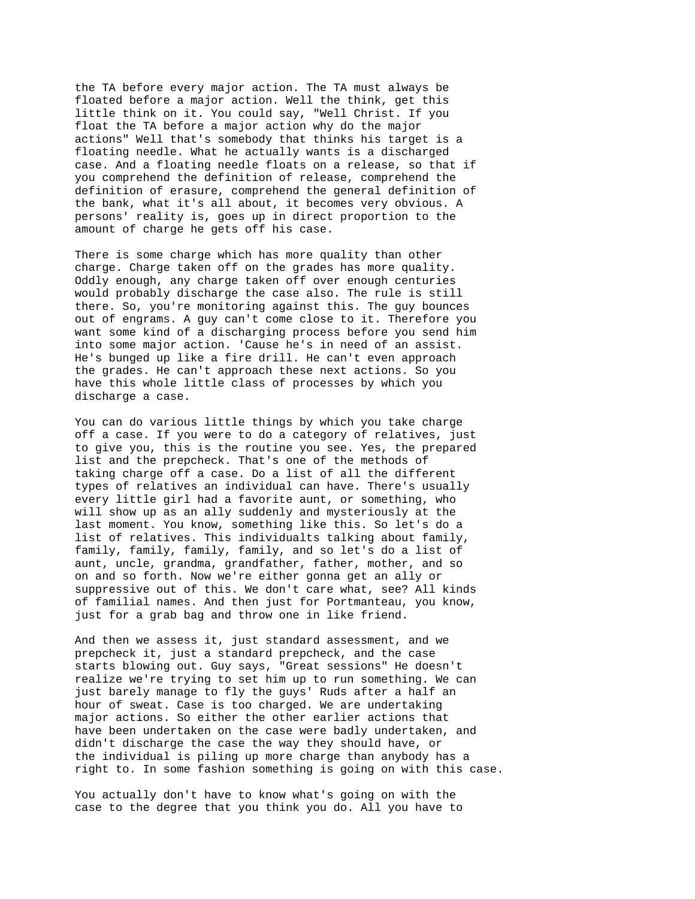the TA before every major action. The TA must always be floated before a major action. Well the think, get this little think on it. You could say, "Well Christ. If you float the TA before a major action why do the major actions" Well that's somebody that thinks his target is a floating needle. What he actually wants is a discharged case. And a floating needle floats on a release, so that if you comprehend the definition of release, comprehend the definition of erasure, comprehend the general definition of the bank, what it's all about, it becomes very obvious. A persons' reality is, goes up in direct proportion to the amount of charge he gets off his case.

There is some charge which has more quality than other charge. Charge taken off on the grades has more quality. Oddly enough, any charge taken off over enough centuries would probably discharge the case also. The rule is still there. So, you're monitoring against this. The guy bounces out of engrams. A guy can't come close to it. Therefore you want some kind of a discharging process before you send him into some major action. 'Cause he's in need of an assist. He's bunged up like a fire drill. He can't even approach the grades. He can't approach these next actions. So you have this whole little class of processes by which you discharge a case.

You can do various little things by which you take charge off a case. If you were to do a category of relatives, just to give you, this is the routine you see. Yes, the prepared list and the prepcheck. That's one of the methods of taking charge off a case. Do a list of all the different types of relatives an individual can have. There's usually every little girl had a favorite aunt, or something, who will show up as an ally suddenly and mysteriously at the last moment. You know, something like this. So let's do a list of relatives. This individualts talking about family, family, family, family, family, and so let's do a list of aunt, uncle, grandma, grandfather, father, mother, and so on and so forth. Now we're either gonna get an ally or suppressive out of this. We don't care what, see? All kinds of familial names. And then just for Portmanteau, you know, just for a grab bag and throw one in like friend.

And then we assess it, just standard assessment, and we prepcheck it, just a standard prepcheck, and the case starts blowing out. Guy says, "Great sessions" He doesn't realize we're trying to set him up to run something. We can just barely manage to fly the guys' Ruds after a half an hour of sweat. Case is too charged. We are undertaking major actions. So either the other earlier actions that have been undertaken on the case were badly undertaken, and didn't discharge the case the way they should have, or the individual is piling up more charge than anybody has a right to. In some fashion something is going on with this case.

You actually don't have to know what's going on with the case to the degree that you think you do. All you have to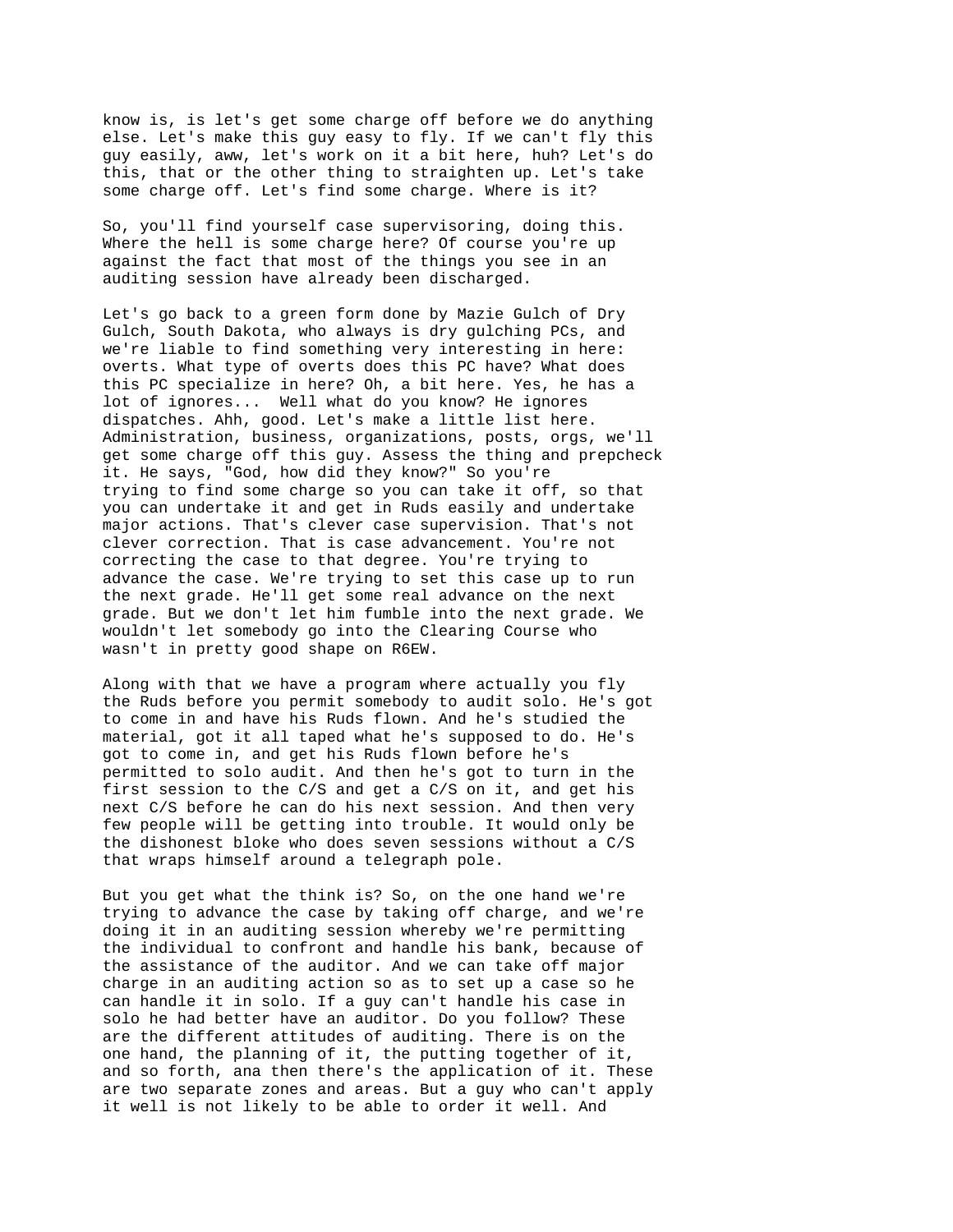know is, is let's get some charge off before we do anything else. Let's make this guy easy to fly. If we can't fly this guy easily, aww, let's work on it a bit here, huh? Let's do this, that or the other thing to straighten up. Let's take some charge off. Let's find some charge. Where is it?

So, you'll find yourself case supervisoring, doing this. Where the hell is some charge here? Of course you're up against the fact that most of the things you see in an auditing session have already been discharged.

Let's go back to a green form done by Mazie Gulch of Dry Gulch, South Dakota, who always is dry gulching PCs, and we're liable to find something very interesting in here: overts. What type of overts does this PC have? What does this PC specialize in here? Oh, a bit here. Yes, he has a lot of ignores... Well what do you know? He ignores dispatches. Ahh, good. Let's make a little list here. Administration, business, organizations, posts, orgs, we'll get some charge off this guy. Assess the thing and prepcheck it. He says, "God, how did they know?" So you're trying to find some charge so you can take it off, so that you can undertake it and get in Ruds easily and undertake major actions. That's clever case supervision. That's not clever correction. That is case advancement. You're not correcting the case to that degree. You're trying to advance the case. We're trying to set this case up to run the next grade. He'll get some real advance on the next grade. But we don't let him fumble into the next grade. We wouldn't let somebody go into the Clearing Course who wasn't in pretty good shape on R6EW.

Along with that we have a program where actually you fly the Ruds before you permit somebody to audit solo. He's got to come in and have his Ruds flown. And he's studied the material, got it all taped what he's supposed to do. He's got to come in, and get his Ruds flown before he's permitted to solo audit. And then he's got to turn in the first session to the C/S and get a C/S on it, and get his next C/S before he can do his next session. And then very few people will be getting into trouble. It would only be the dishonest bloke who does seven sessions without a C/S that wraps himself around a telegraph pole.

But you get what the think is? So, on the one hand we're trying to advance the case by taking off charge, and we're doing it in an auditing session whereby we're permitting the individual to confront and handle his bank, because of the assistance of the auditor. And we can take off major charge in an auditing action so as to set up a case so he can handle it in solo. If a guy can't handle his case in solo he had better have an auditor. Do you follow? These are the different attitudes of auditing. There is on the one hand, the planning of it, the putting together of it, and so forth, ana then there's the application of it. These are two separate zones and areas. But a guy who can't apply it well is not likely to be able to order it well. And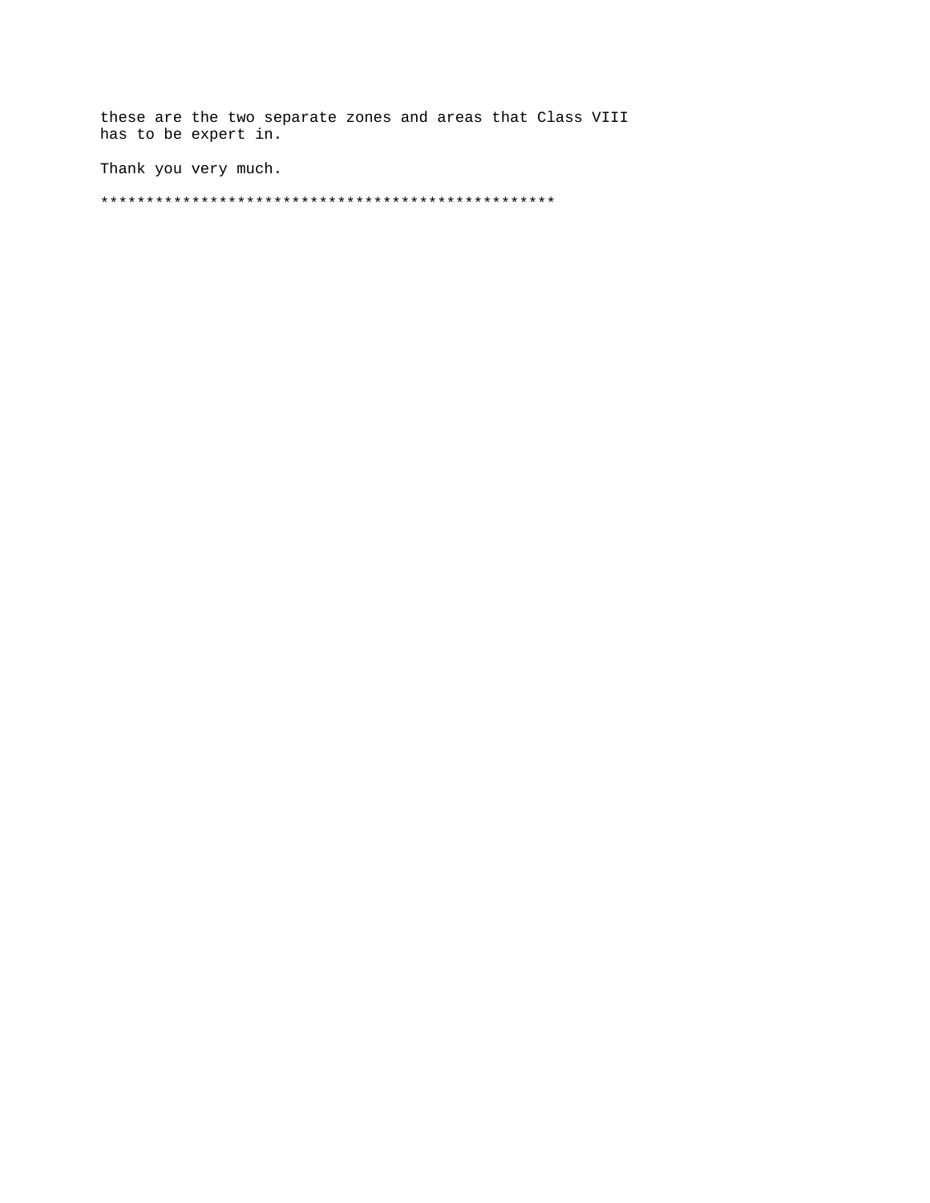these are the two separate zones and areas that Class VIII has to be expert in.

Thank you very much.

**************************************************